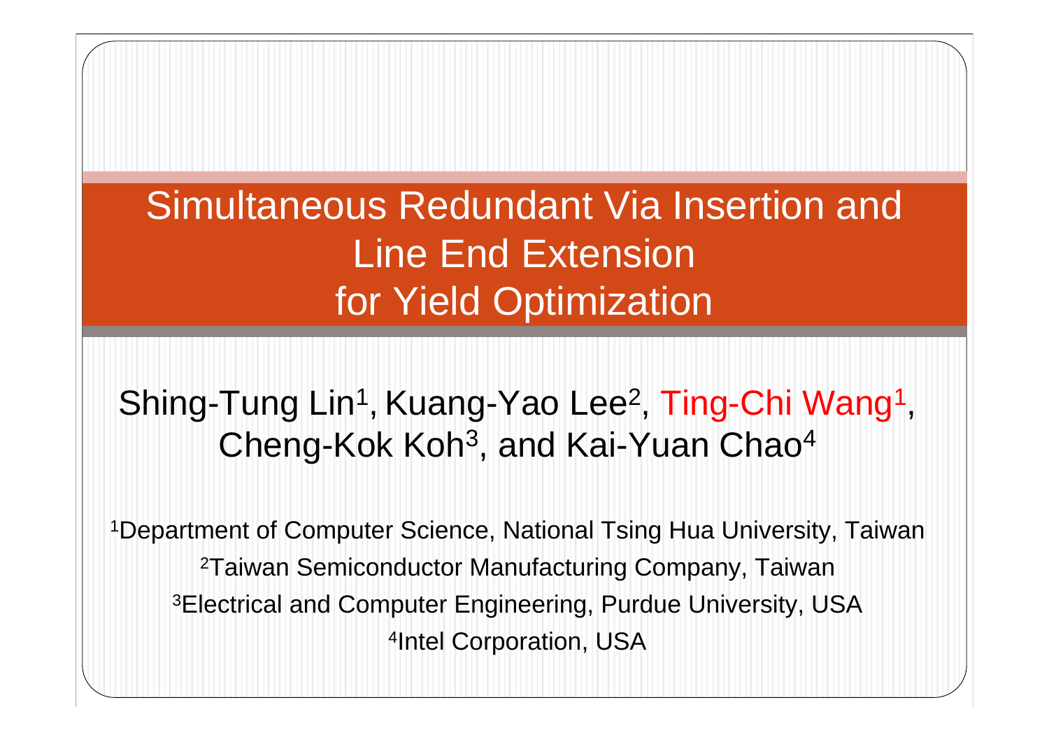# Simultaneous Redundant Via Insertion and Line End Extension for Yield Optimization

Shing-Tung Lin[1], Kuang-Yao Lee[2], Ting-Chi Wang[1], Cheng-Kok Koh[3], and Kai-Yuan Chao[4]

[1]Department of Computer Science, National Tsing Hua University, Taiwan

[2]Taiwan Semiconductor Manufacturing Company, Taiwan

[3]Electrical and Computer Engineering, Purdue University, USA

[4]Intel Corporation, USA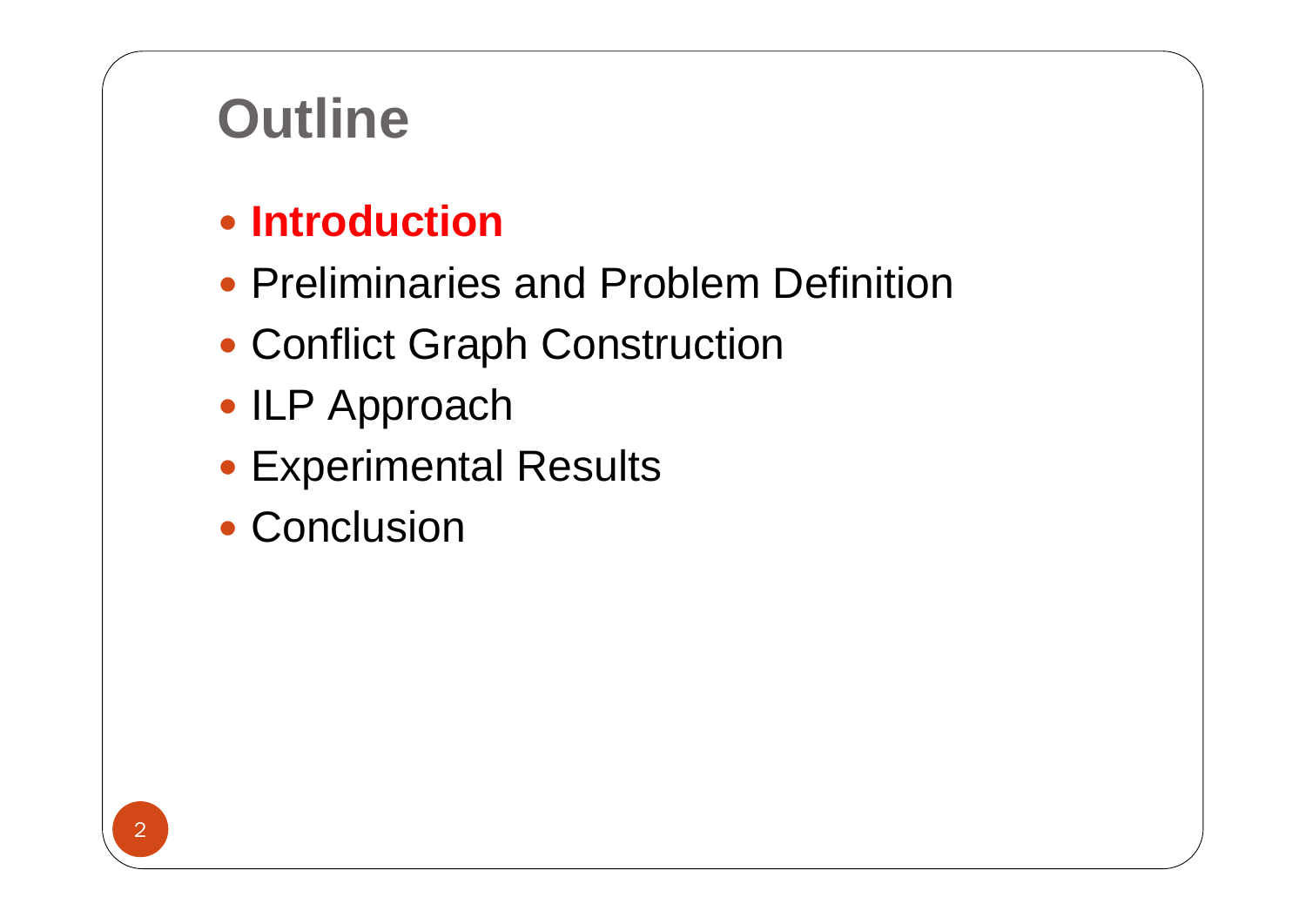# Outline

- **Introduction**
- Preliminaries and Problem Definition
- Conflict Graph Construction
- ILP Approach
- Experimental Results
- Conclusion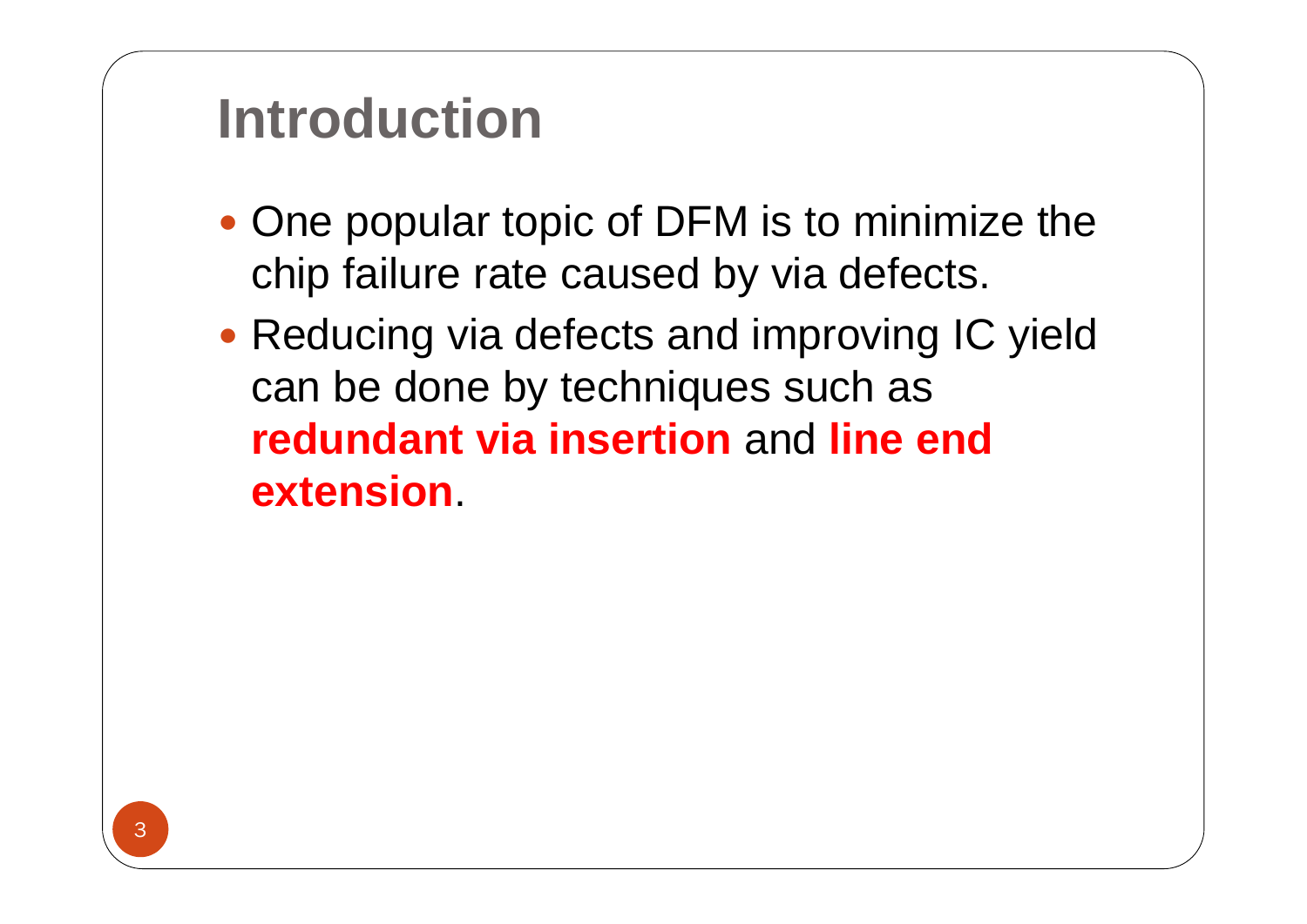# Introduction

- One popular topic of DFM is to minimize the chip failure rate caused by via defects.
- Reducing via defects and improving IC yield can be done by techniques such as **redundant via insertion** and **line end extension**.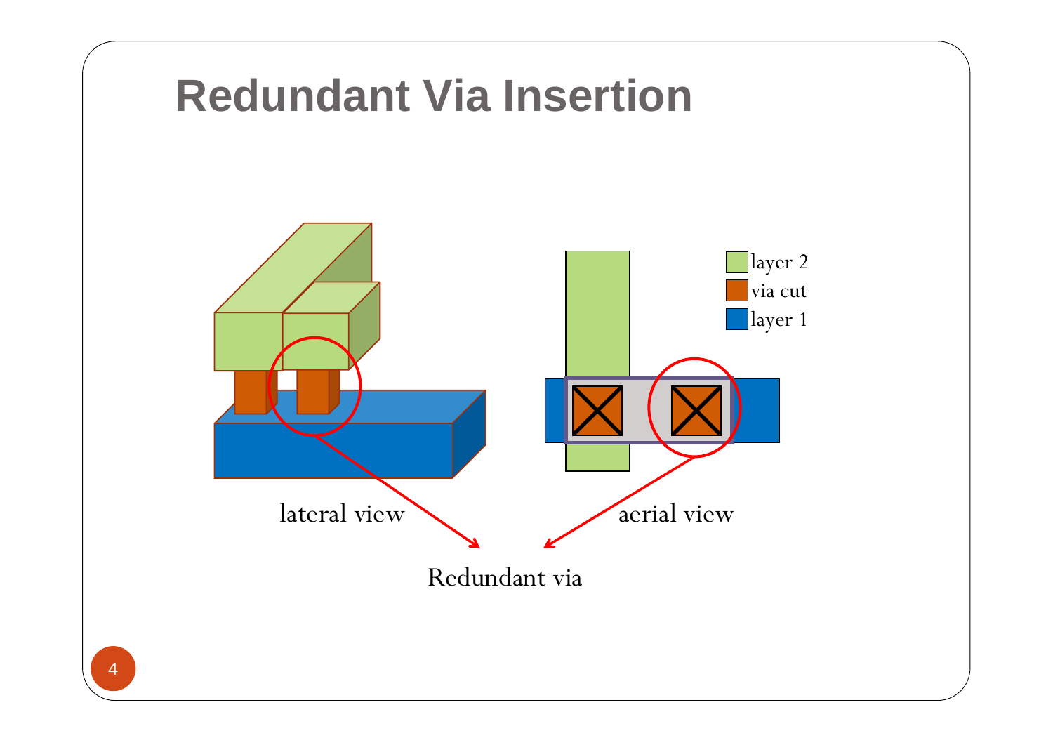# Redundant Via Insertion

layer 2

via cut

layer 1

lateral view

aerial view

Redundant via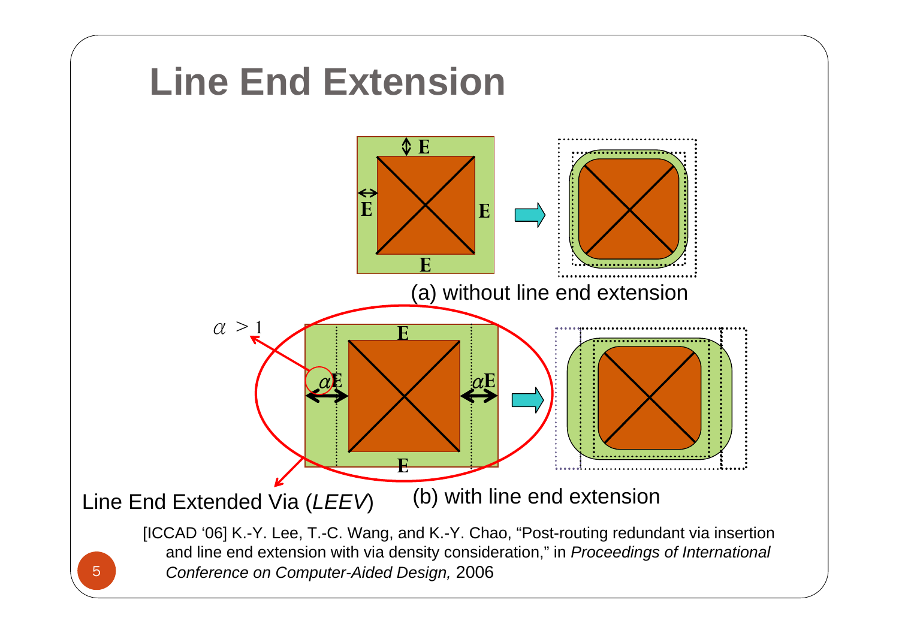# Line End Extension

(a) without line end extension

$\alpha > 1$

Line End Extended Via (*LEEV*)

(b) with line end extension

[ICCAD '06] K.-Y. Lee, T.-C. Wang, and K.-Y. Chao, "Post-routing redundant via insertion and line end extension with via density consideration," in *Proceedings of International Conference on Computer-Aided Design,* 2006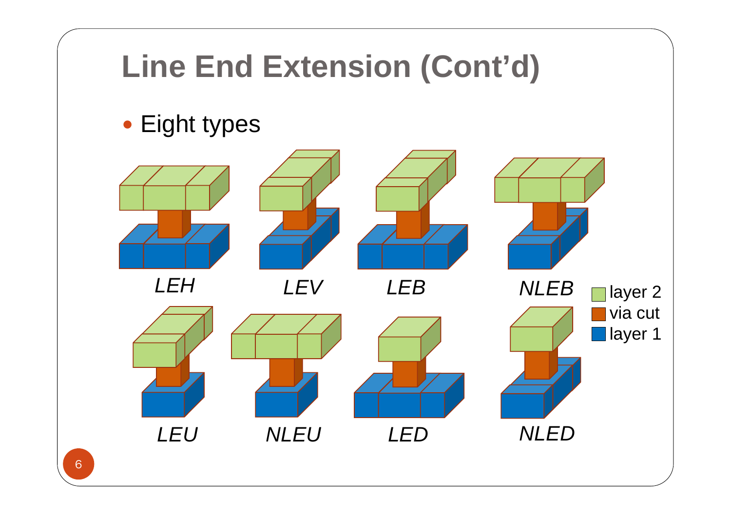# Line End Extension (Cont'd)

- Eight types

*LEH* *LEV* *LEB* *NLEB*

*LEU* *NLEU* *LED* *NLED*

layer 2
via cut
layer 1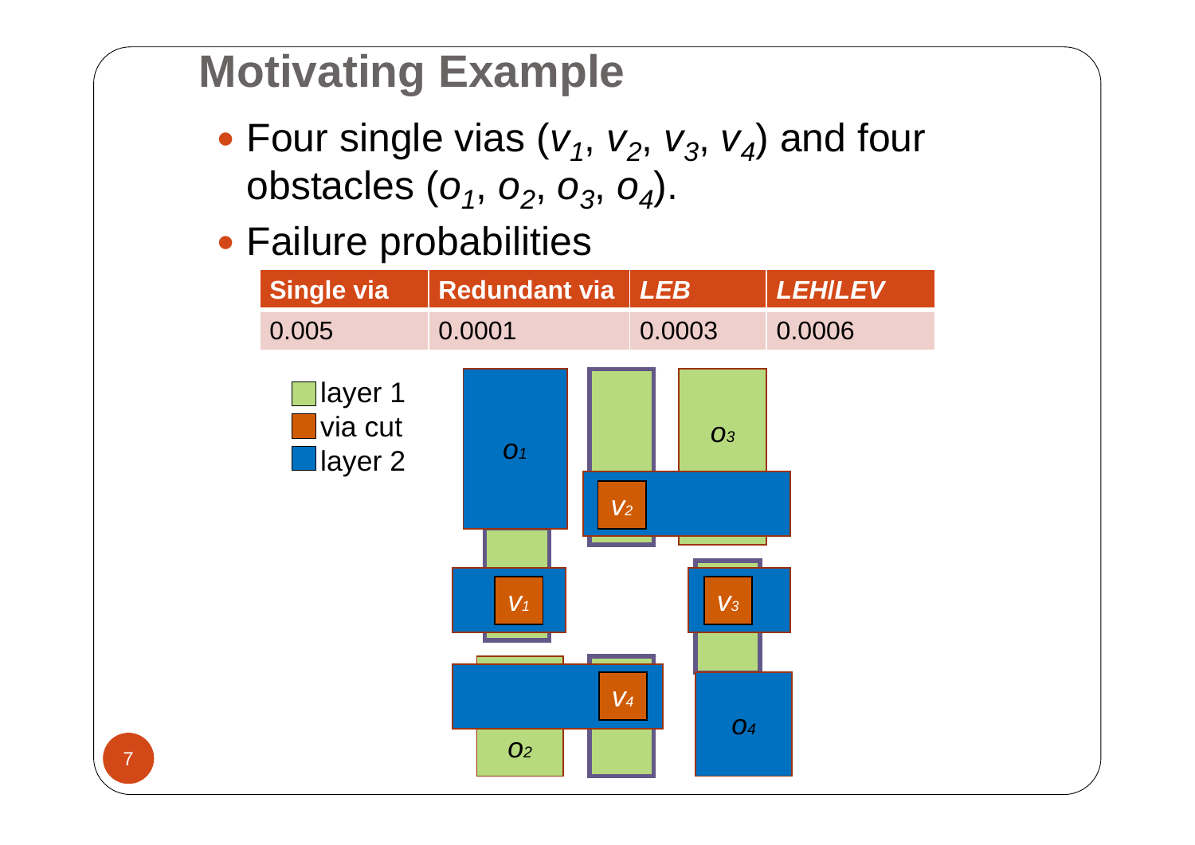# Motivating Example

- Four single vias ($v_1$, $v_2$, $v_3$, $v_4$) and four obstacles ($o_1$, $o_2$, $o_3$, $o_4$).
- Failure probabilities

| Single via | Redundant via | *LEB* | *LEH/LEV* |
|---|---|---|---|
| 0.005 | 0.0001 | 0.0003 | 0.0006 |

layer 1
via cut
layer 2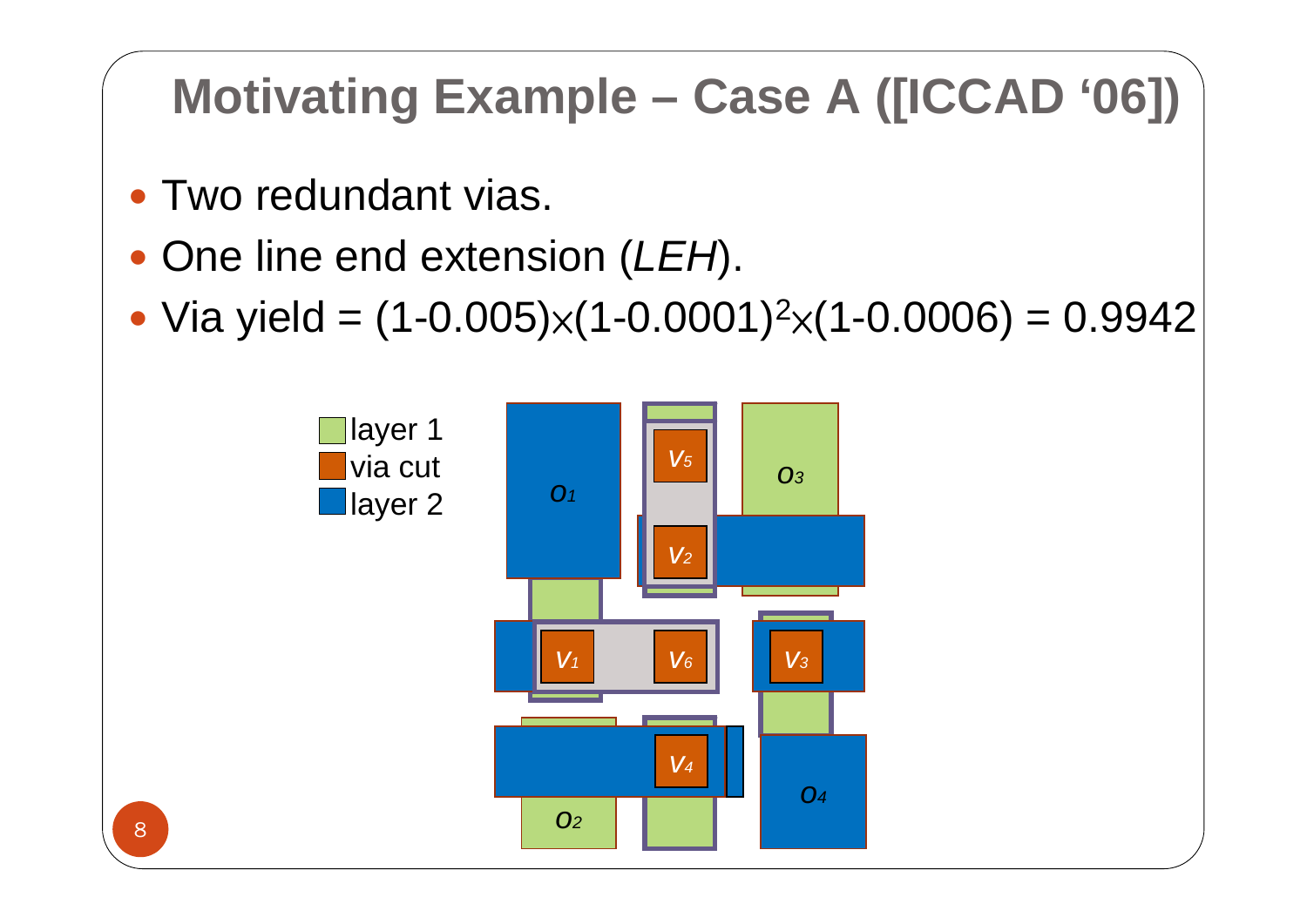# Motivating Example – Case A ([ICCAD '06])

- Two redundant vias.
- One line end extension (*LEH*).
- Via yield = $(1\text{-}0.005)\times(1\text{-}0.0001)^2\times(1\text{-}0.0006) = 0.9942$

layer 1
via cut
layer 2

$o_1$ $o_2$ $o_3$ $o_4$ $v_1$ $v_2$ $v_3$ $v_4$ $v_5$ $v_6$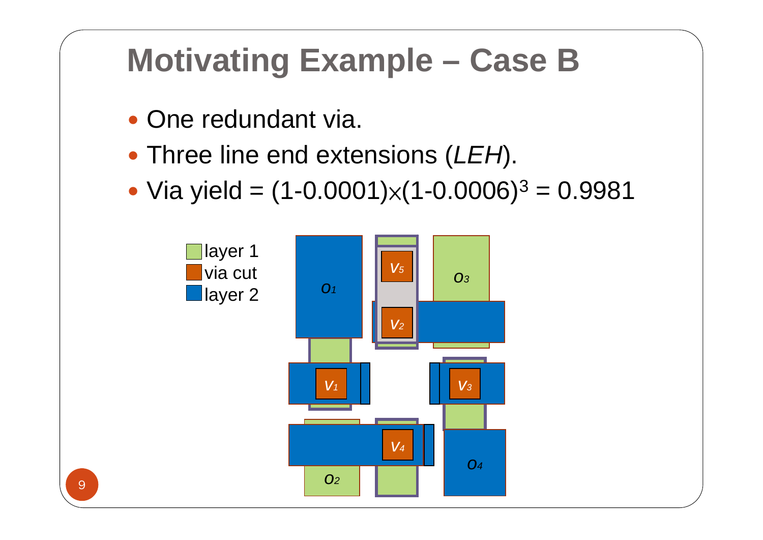# Motivating Example – Case B

- One redundant via.
- Three line end extensions (*LEH*).
- Via yield = $(1\text{-}0.0001)\times(1\text{-}0.0006)^3 = 0.9981$

layer 1
via cut
layer 2

$o_1$ $v_5$ $o_3$ $v_2$ $v_1$ $v_3$ $v_4$ $o_2$ $o_4$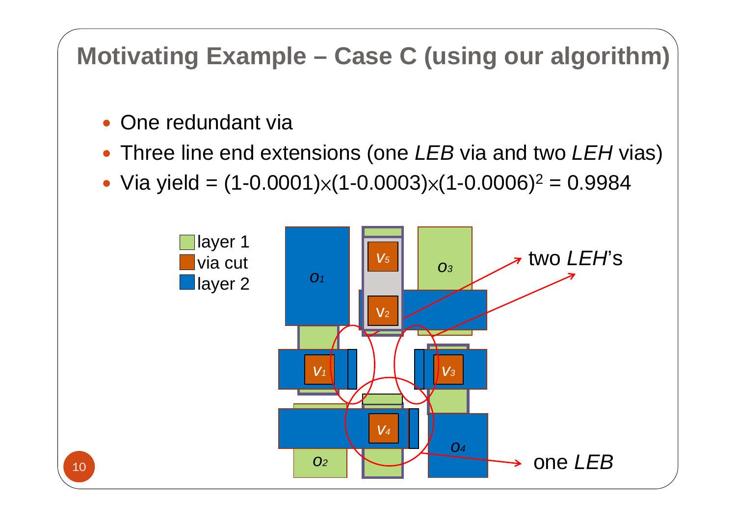# Motivating Example – Case C (using our algorithm)

- One redundant via
- Three line end extensions (one *LEB* via and two *LEH* vias)
- Via yield = $(1-0.0001)\times(1-0.0003)\times(1-0.0006)^2 = 0.9984$

layer 1
via cut
layer 2

$o_1$ $v_5$ $o_3$ $v_2$ $v_1$ $v_3$ $v_4$ $o_4$ $o_2$

two *LEH*'s

one *LEB*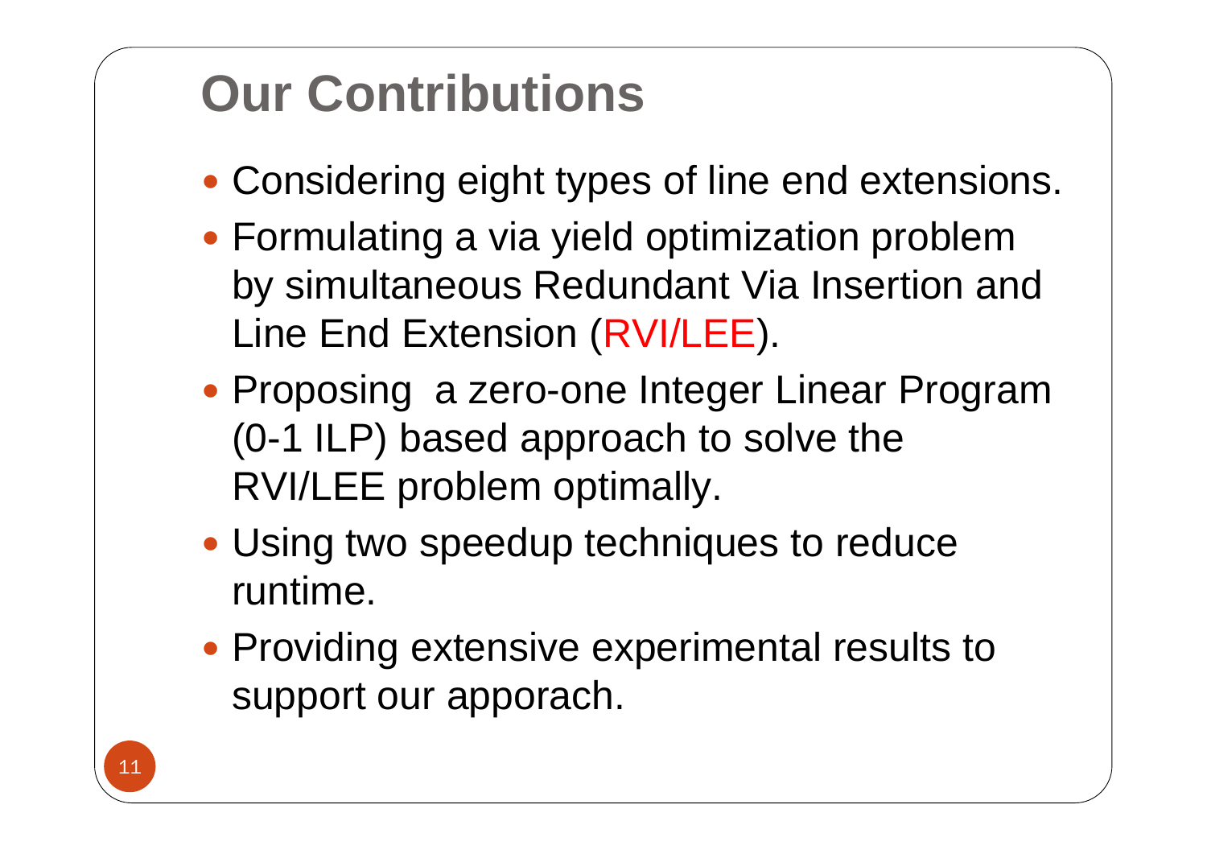# Our Contributions

- Considering eight types of line end extensions.
- Formulating a via yield optimization problem by simultaneous Redundant Via Insertion and Line End Extension (RVI/LEE).
- Proposing  a zero-one Integer Linear Program (0-1 ILP) based approach to solve the RVI/LEE problem optimally.
- Using two speedup techniques to reduce runtime.
- Providing extensive experimental results to support our apporach.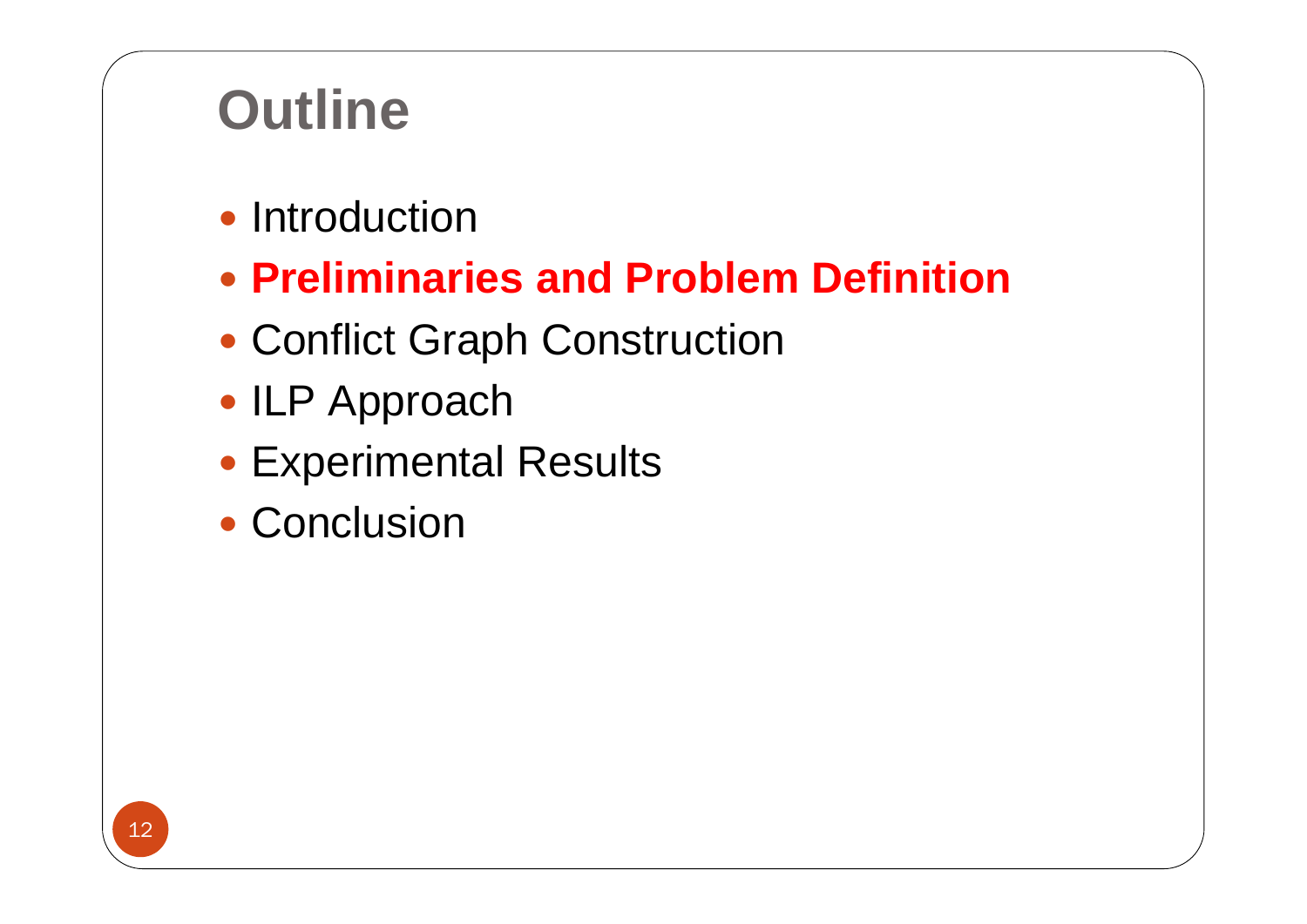# Outline

- Introduction
- **Preliminaries and Problem Definition**
- Conflict Graph Construction
- ILP Approach
- Experimental Results
- Conclusion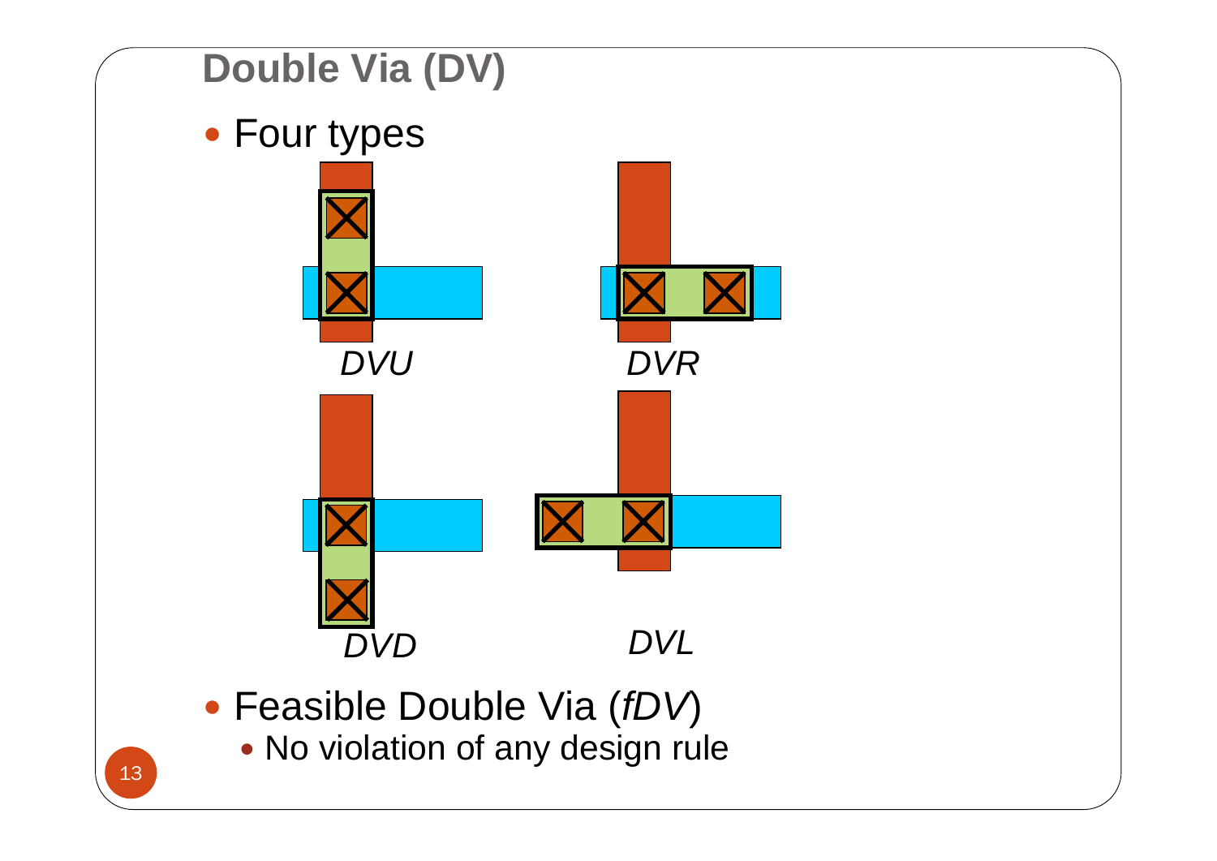# Double Via (DV)

- Four types

DVU DVR

DVD DVL

- Feasible Double Via (*fDV*)
  - No violation of any design rule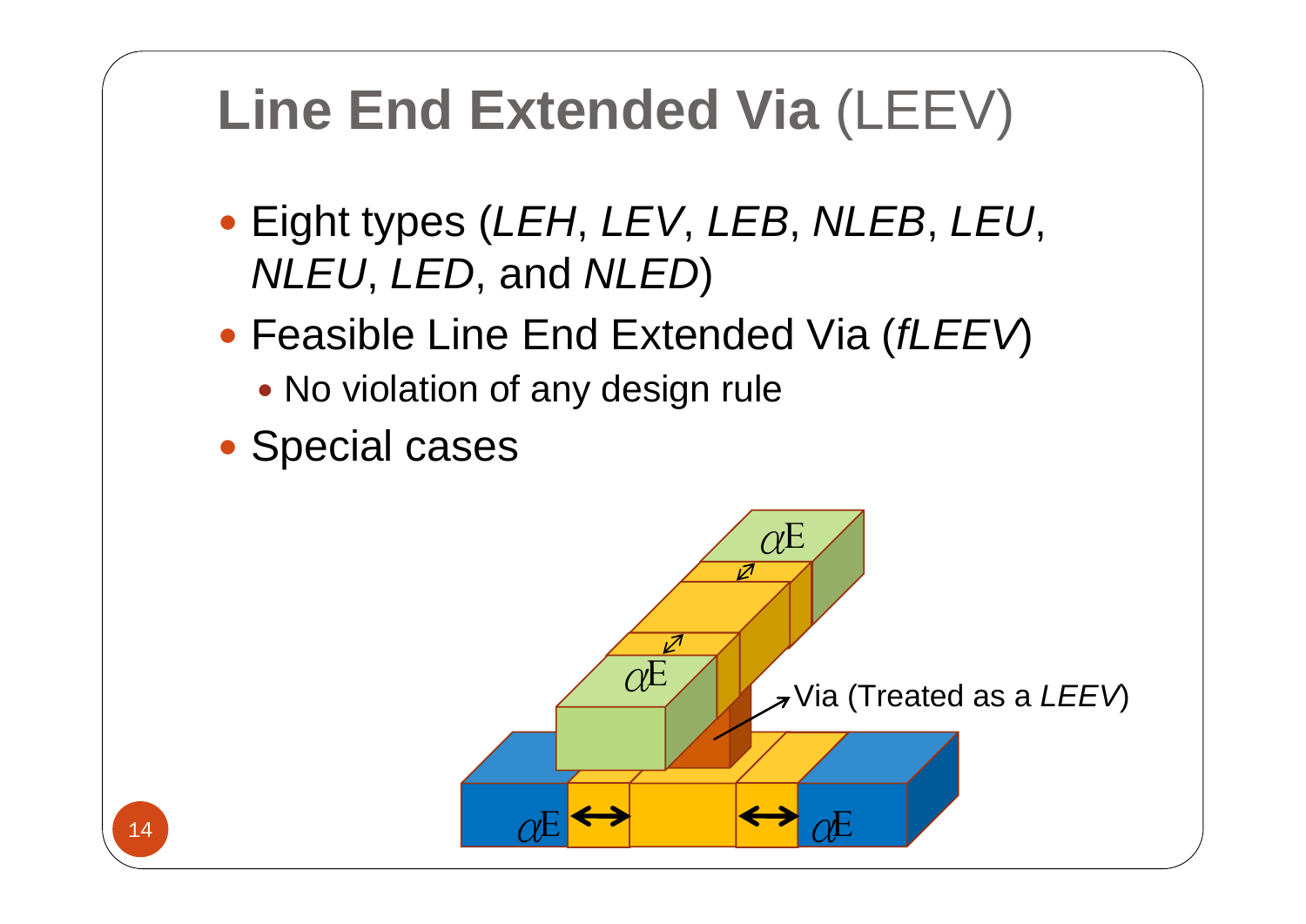# **Line End Extended Via** (LEEV)

- Eight types (*LEH*, *LEV*, *LEB*, *NLEB*, *LEU*, *NLEU*, *LED*, and *NLED*)
- Feasible Line End Extended Via (*fLEEV*)
  - No violation of any design rule
- Special cases

$\alpha$E

$\alpha$E

Via (Treated as a *LEEV*)

$\alpha$E

$\alpha$E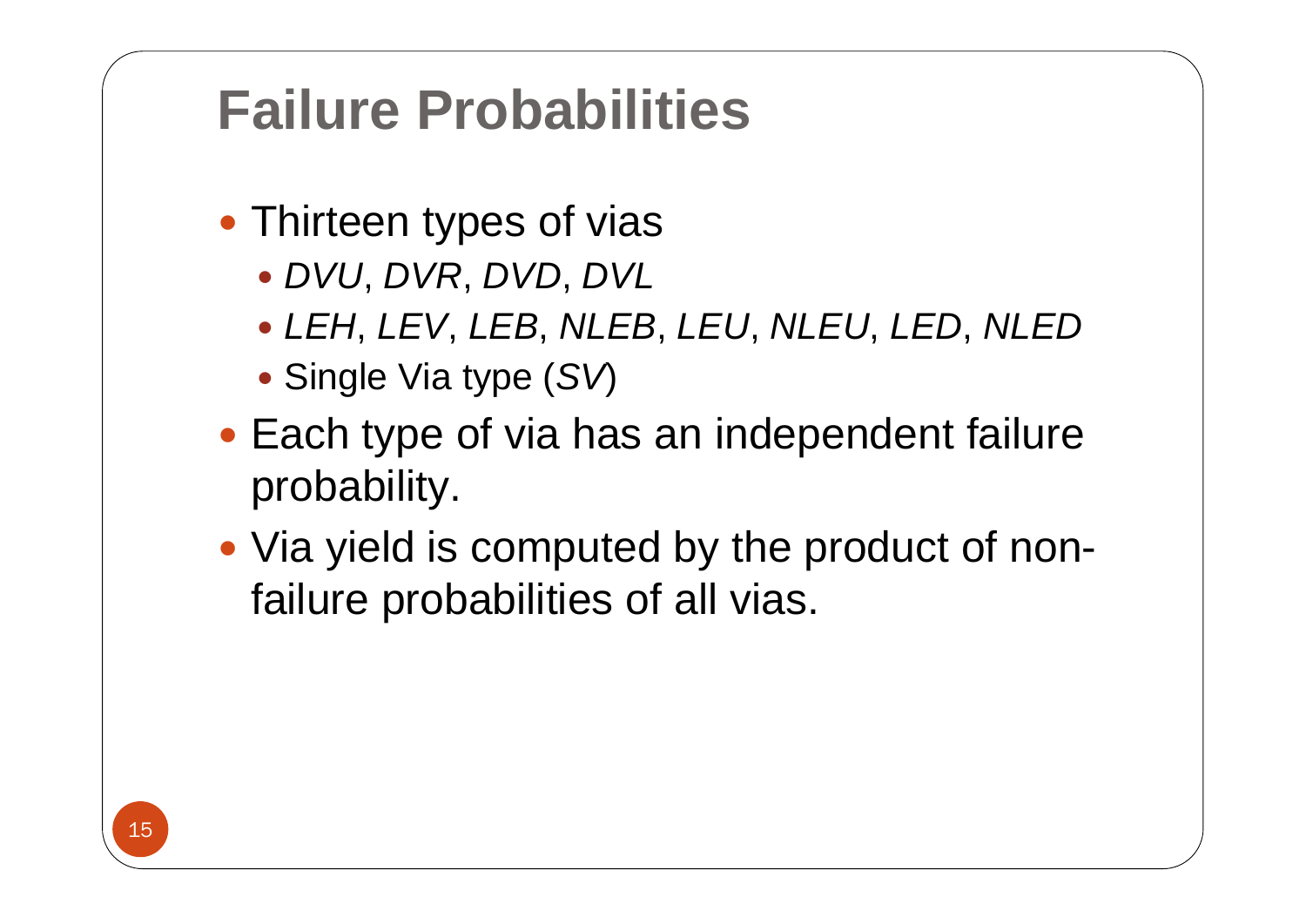# Failure Probabilities

- Thirteen types of vias
  - *DVU*, *DVR*, *DVD*, *DVL*
  - *LEH*, *LEV*, *LEB*, *NLEB*, *LEU*, *NLEU*, *LED*, *NLED*
  - Single Via type (*SV*)
- Each type of via has an independent failure probability.
- Via yield is computed by the product of non-failure probabilities of all vias.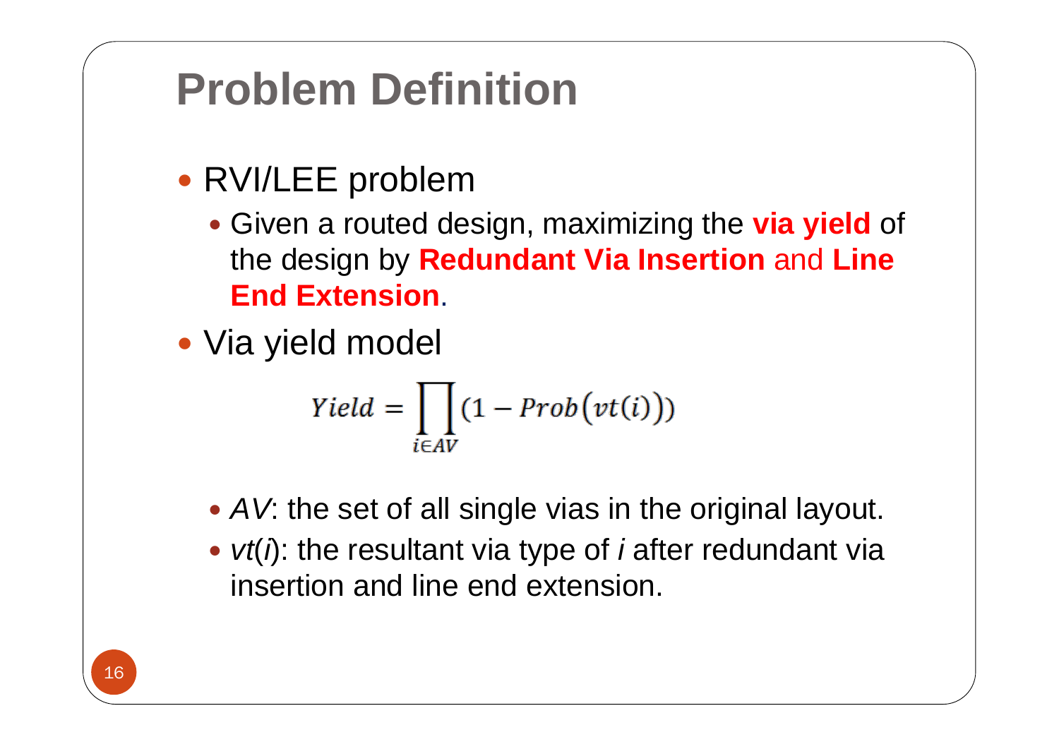# Problem Definition

- RVI/LEE problem
  - Given a routed design, maximizing the **via yield** of the design by **Redundant Via Insertion** and **Line End Extension**.
- Via yield model

$$Yield = \prod_{i \in AV} (1 - Prob(vt(i)))$$

  - *AV*: the set of all single vias in the original layout.
  - *vt*(*i*): the resultant via type of *i* after redundant via insertion and line end extension.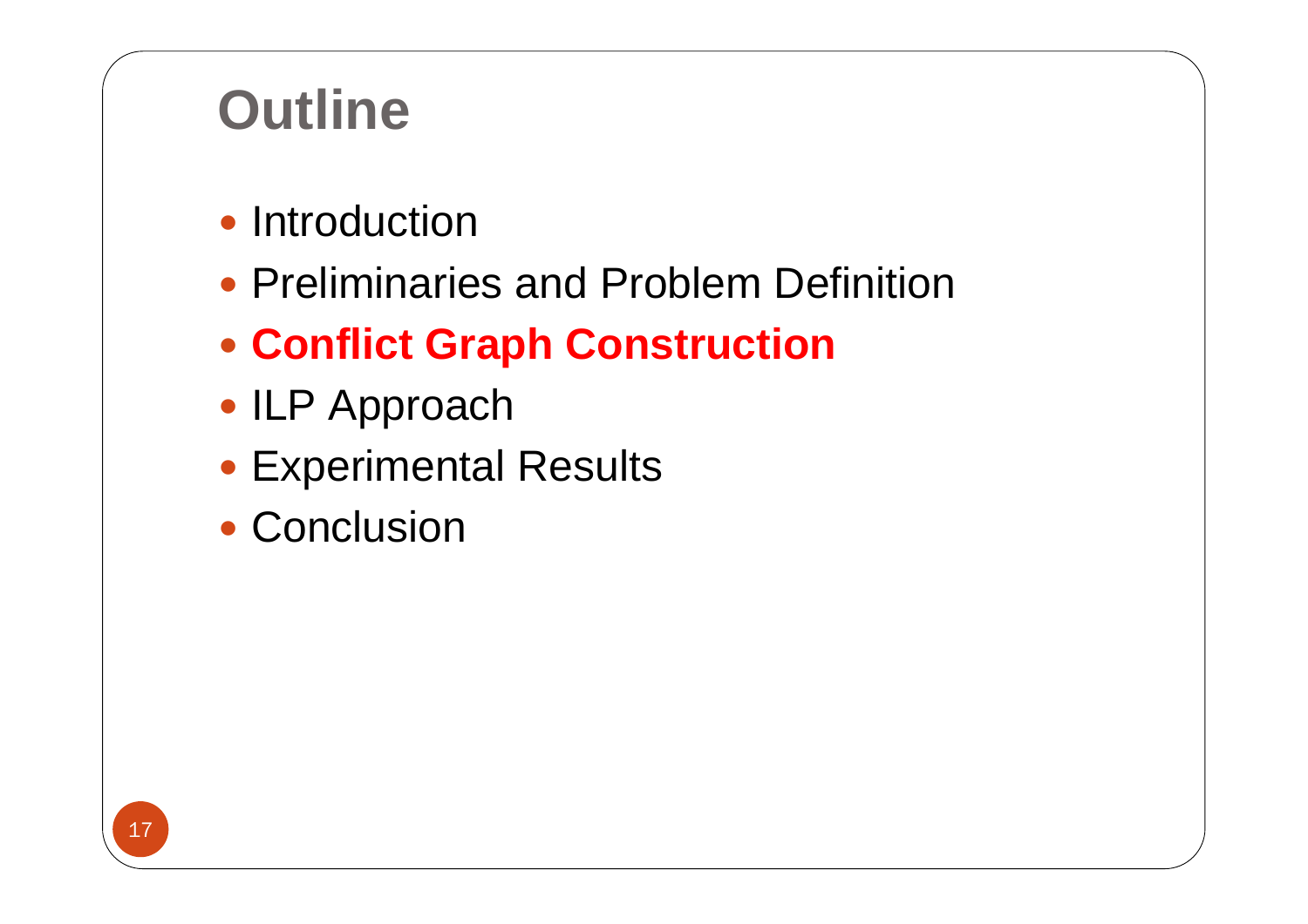# Outline

- Introduction
- Preliminaries and Problem Definition
- **Conflict Graph Construction**
- ILP Approach
- Experimental Results
- Conclusion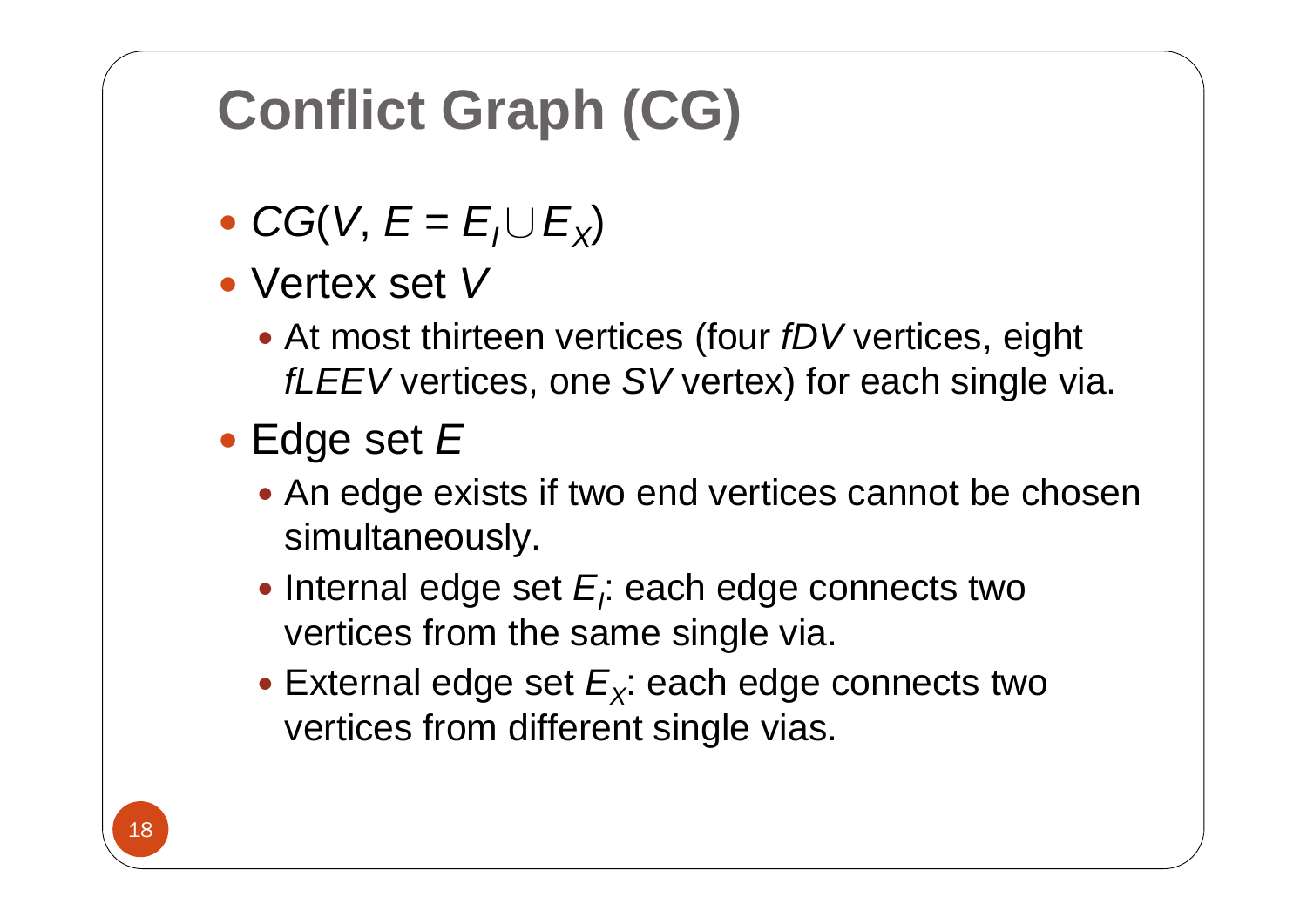# Conflict Graph (CG)

- $CG(V, E = E_I \cup E_X)$
- Vertex set $V$
  - At most thirteen vertices (four *fDV* vertices, eight *fLEEV* vertices, one *SV* vertex) for each single via.
- Edge set $E$
  - An edge exists if two end vertices cannot be chosen simultaneously.
  - Internal edge set $E_I$: each edge connects two vertices from the same single via.
  - External edge set $E_X$: each edge connects two vertices from different single vias.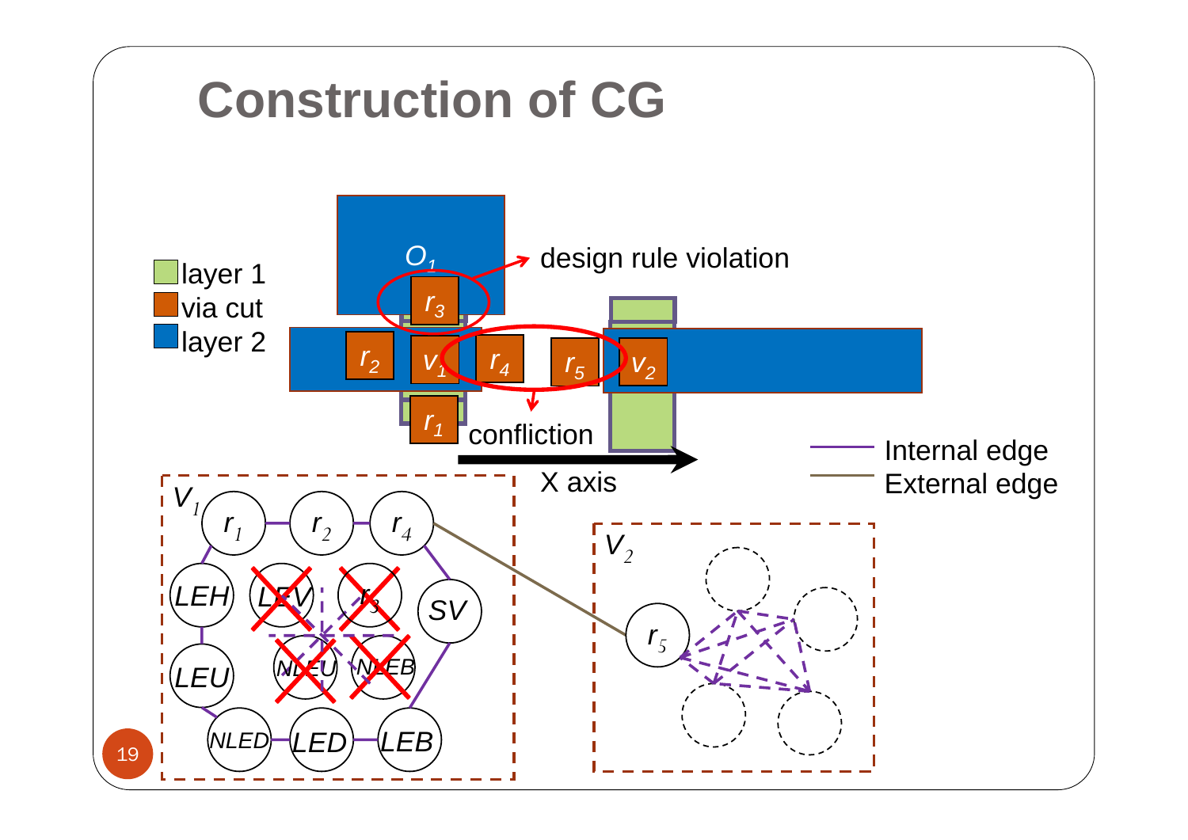# Construction of CG

- layer 1
- via cut
- layer 2

$O_1$ — $r_3$ → design rule violation

$r_2$ $v_1$ $r_4$ $r_5$ $v_2$

$r_1$ → confliction

X axis

Internal edge

External edge

$V_1$: $r_1$, $r_2$, $r_4$, $LEH$, $LEV$, $r_3$, $SV$, $LEU$, $NLEU$, $NLEB$, $NLED$, $LED$, $LEB$

$V_2$: $r_5$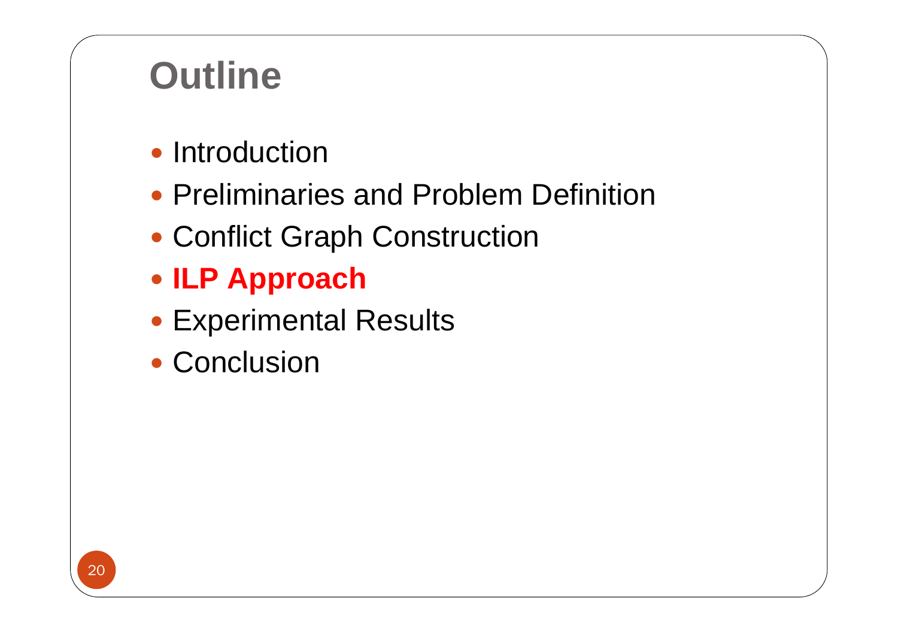# Outline

- Introduction
- Preliminaries and Problem Definition
- Conflict Graph Construction
- **ILP Approach**
- Experimental Results
- Conclusion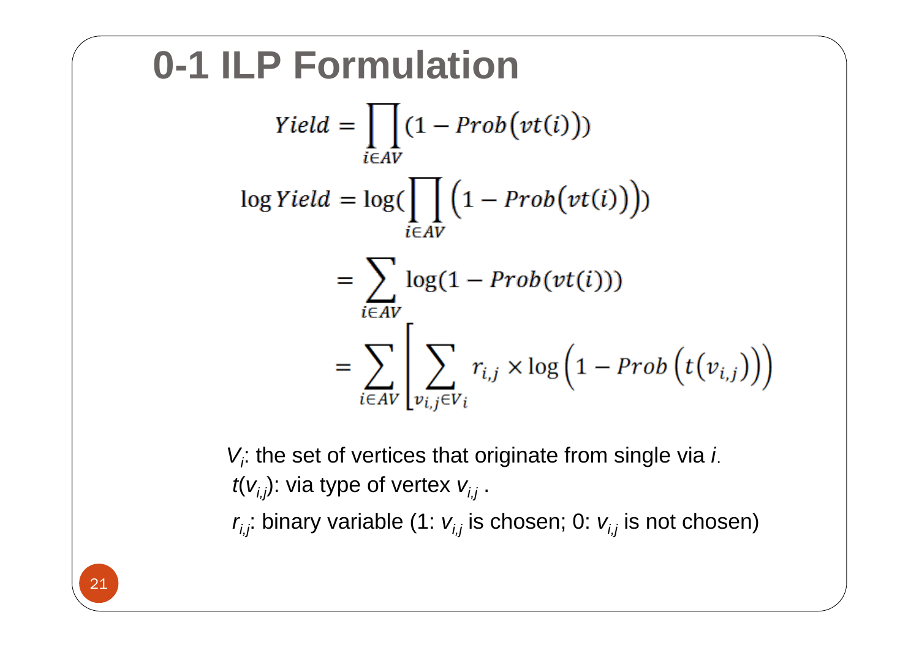# 0-1 ILP Formulation

$$Yield = \prod_{i \in AV} (1 - Prob(vt(i)))$$

$$\log Yield = \log(\prod_{i \in AV} \left(1 - Prob(vt(i))\right))$$

$$= \sum_{i \in AV} \log(1 - Prob(vt(i)))$$

$$= \sum_{i \in AV} \left[ \sum_{v_{i,j} \in V_i} r_{i,j} \times \log\left(1 - Prob\left(t(v_{i,j})\right)\right) \right.$$

$V_i$: the set of vertices that originate from single via $i$.

$t(v_{i,j})$: via type of vertex $v_{i,j}$ .

$r_{i,j}$: binary variable (1: $v_{i,j}$ is chosen; 0: $v_{i,j}$ is not chosen)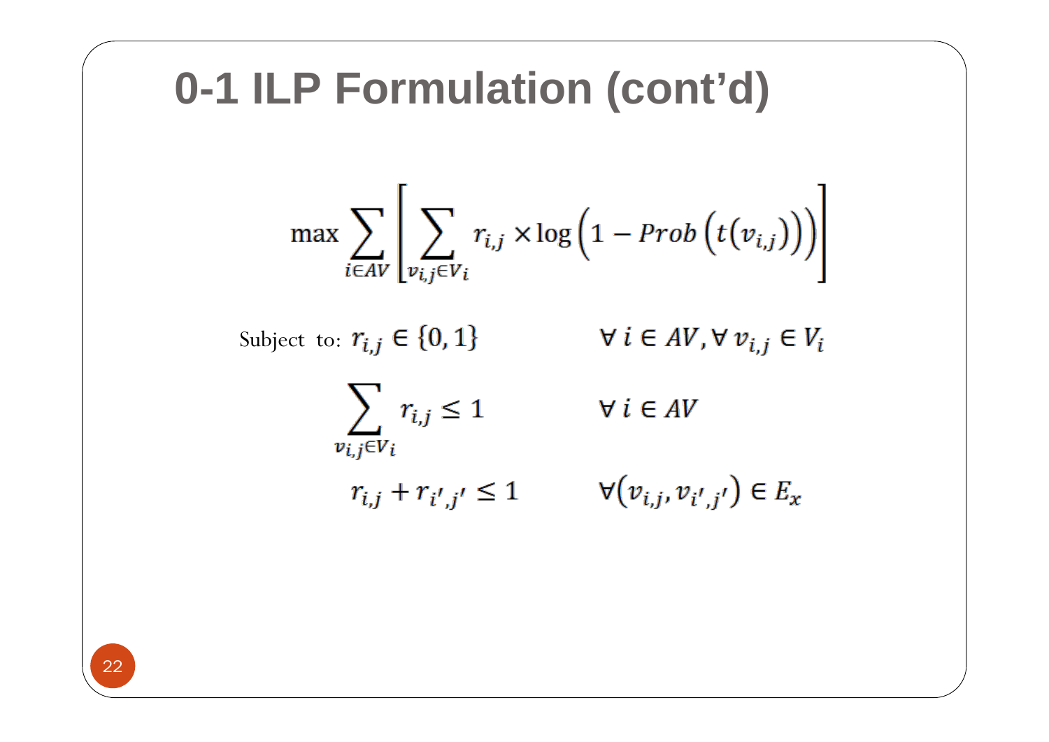# 0-1 ILP Formulation (cont'd)

$$\max \sum_{i \in AV} \left[ \sum_{v_{i,j} \in V_i} r_{i,j} \times \log\left(1 - Prob\left(t\left(v_{i,j}\right)\right)\right) \right]$$

Subject to: $r_{i,j} \in \{0,1\} \qquad \forall\, i \in AV, \forall\, v_{i,j} \in V_i$

$$\sum_{v_{i,j} \in V_i} r_{i,j} \leq 1 \qquad \forall\, i \in AV$$

$$r_{i,j} + r_{i',j'} \leq 1 \qquad \forall \left(v_{i,j}, v_{i',j'}\right) \in E_x$$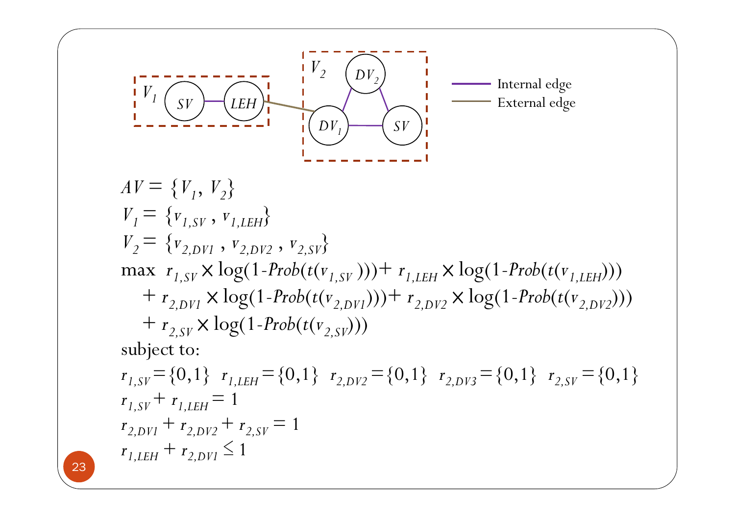$V_1$: $SV$ — $LEH$ (Internal edge)

$V_2$: $DV_2$, $DV_1$, $SV$ (Internal edges: $DV_2$ — $DV_1$, $DV_2$ — $SV$, $DV_1$ — $SV$)

External edge: $LEH$ ($V_1$) — $DV_1$ ($V_2$)

Internal edge

External edge

$AV = \{V_1, V_2\}$

$V_1 = \{v_{1,SV}, v_{1,LEH}\}$

$V_2 = \{v_{2,DV1}, v_{2,DV2}, v_{2,SV}\}$

$$\max \; r_{1,SV} \times \log(1\text{-}Prob(t(v_{1,SV}))) + r_{1,LEH} \times \log(1\text{-}Prob(t(v_{1,LEH})))$$
$$+ r_{2,DV1} \times \log(1\text{-}Prob(t(v_{2,DV1}))) + r_{2,DV2} \times \log(1\text{-}Prob(t(v_{2,DV2})))$$
$$+ r_{2,SV} \times \log(1\text{-}Prob(t(v_{2,SV})))$$

subject to:

$r_{1,SV} = \{0,1\} \quad r_{1,LEH} = \{0,1\} \quad r_{2,DV2} = \{0,1\} \quad r_{2,DV3} = \{0,1\} \quad r_{2,SV} = \{0,1\}$

$r_{1,SV} + r_{1,LEH} = 1$

$r_{2,DV1} + r_{2,DV2} + r_{2,SV} = 1$

$r_{1,LEH} + r_{2,DV1} \leq 1$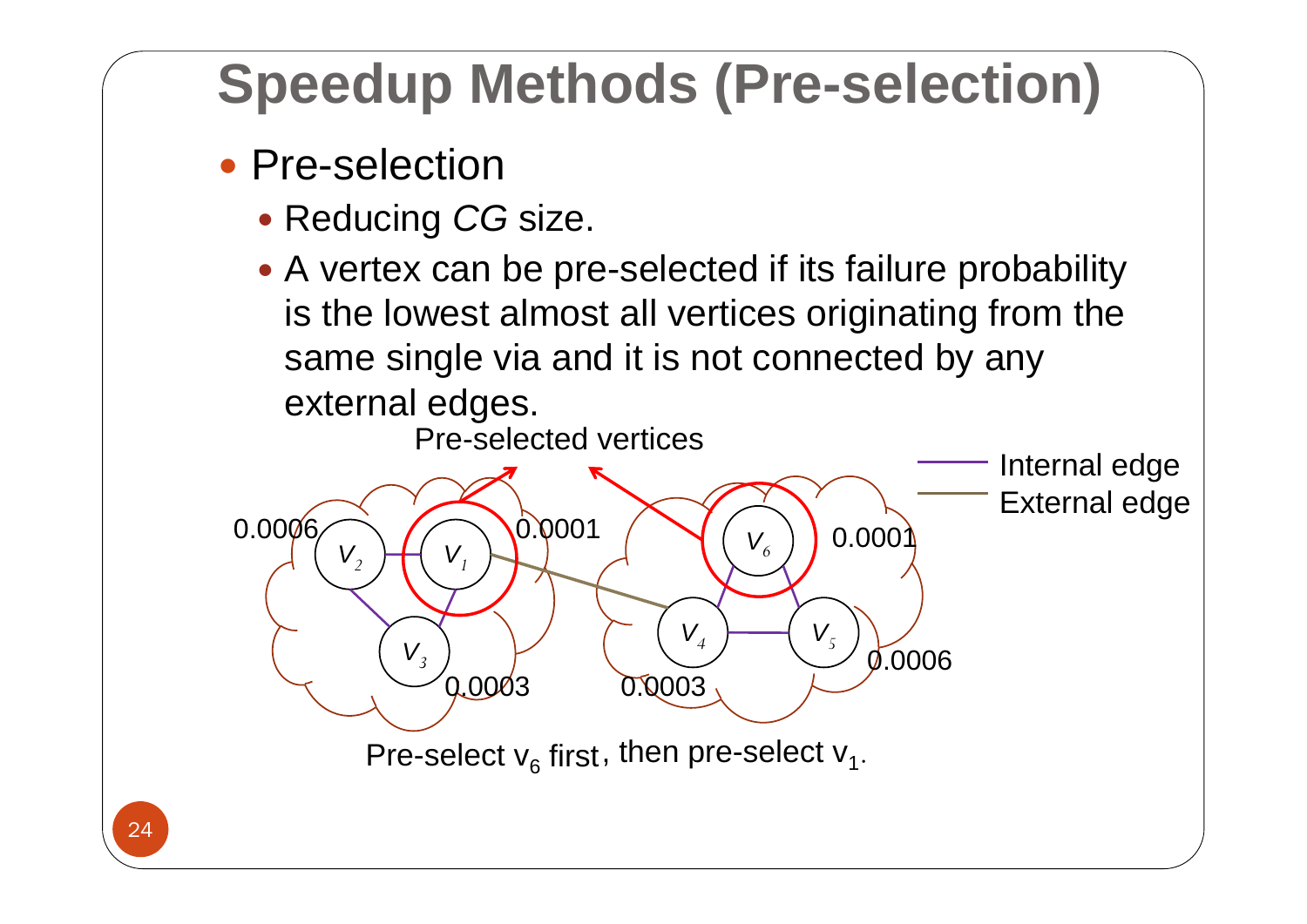# Speedup Methods (Pre-selection)

- Pre-selection
  - Reducing *CG* size.
  - A vertex can be pre-selected if its failure probability is the lowest almost all vertices originating from the same single via and it is not connected by any external edges.

Pre-selected vertices

Internal edge

External edge

0.0006 $V_2$ &nbsp; $V_1$ 0.0001 &nbsp; $V_3$ 0.0003

$V_6$ 0.0001 &nbsp; $V_4$ 0.0003 &nbsp; $V_5$ 0.0006

Pre-select $v_6$ first, then pre-select $v_1$.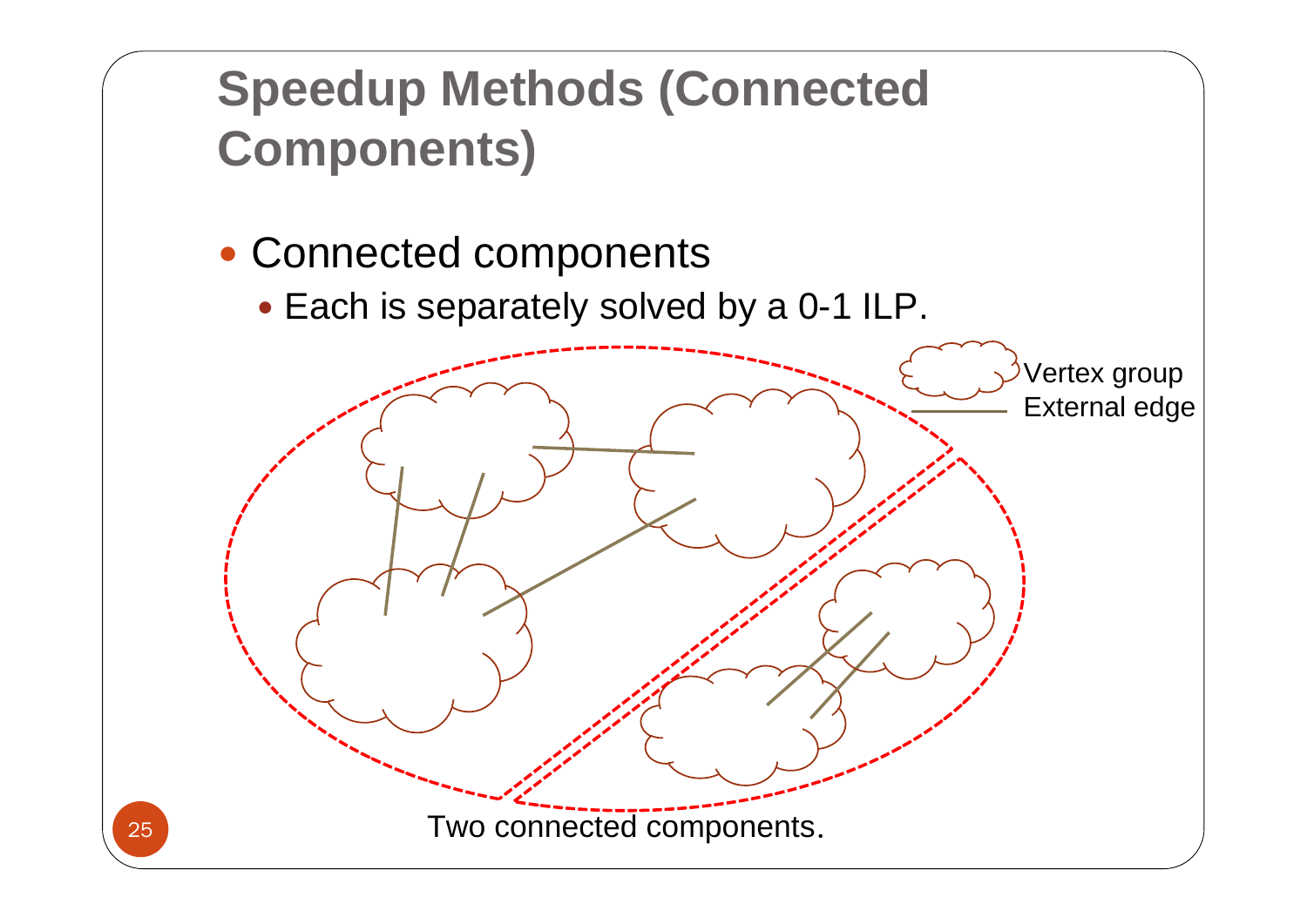# Speedup Methods (Connected Components)

- Connected components
  - Each is separately solved by a 0-1 ILP.

Vertex group

External edge

Two connected components.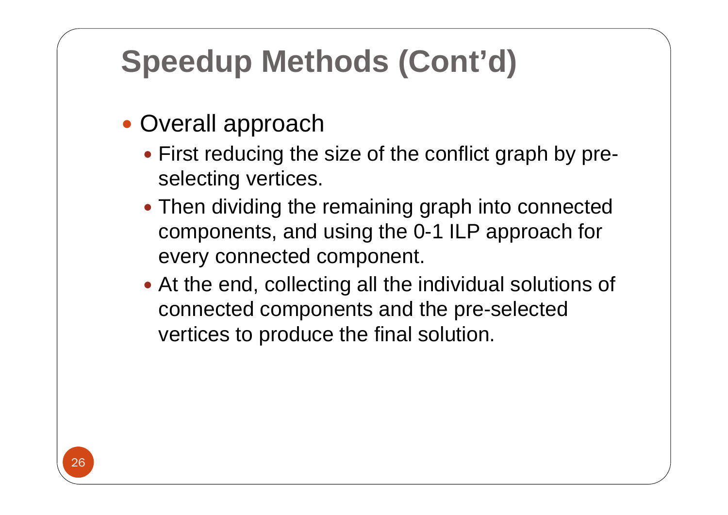# Speedup Methods (Cont'd)

- Overall approach
  - First reducing the size of the conflict graph by pre-selecting vertices.
  - Then dividing the remaining graph into connected components, and using the 0-1 ILP approach for every connected component.
  - At the end, collecting all the individual solutions of connected components and the pre-selected vertices to produce the final solution.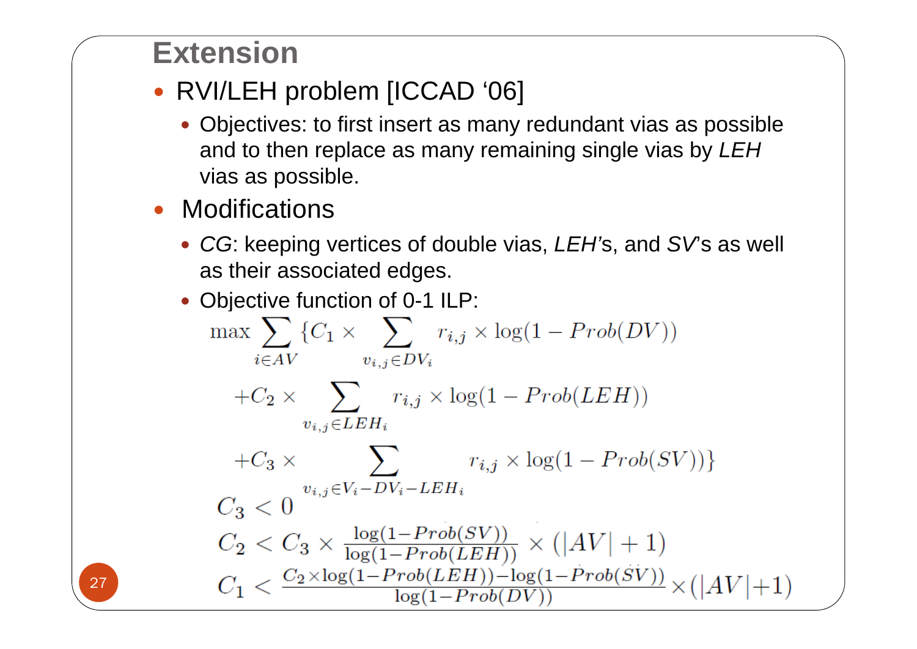# Extension

- RVI/LEH problem [ICCAD '06]
  - Objectives: to first insert as many redundant vias as possible and to then replace as many remaining single vias by *LEH* vias as possible.
- Modifications
  - *CG*: keeping vertices of double vias, *LEH*'s, and *SV*'s as well as their associated edges.
  - Objective function of 0-1 ILP:

$$
\begin{aligned}
\max \sum_{i \in AV} \{ & C_1 \times \sum_{v_{i,j} \in DV_i} r_{i,j} \times \log(1 - Prob(DV)) \\
& + C_2 \times \sum_{v_{i,j} \in LEH_i} r_{i,j} \times \log(1 - Prob(LEH)) \\
& + C_3 \times \sum_{v_{i,j} \in V_i - DV_i - LEH_i} r_{i,j} \times \log(1 - Prob(SV)) \}
\end{aligned}
$$

$$C_3 < 0$$

$$C_2 < C_3 \times \frac{\log(1-Prob(SV))}{\log(1-Prob(LEH))} \times (|AV| + 1)$$

$$C_1 < \frac{C_2 \times \log(1-Prob(LEH)) - \log(1-Prob(SV))}{\log(1-Prob(DV))} \times (|AV|+1)$$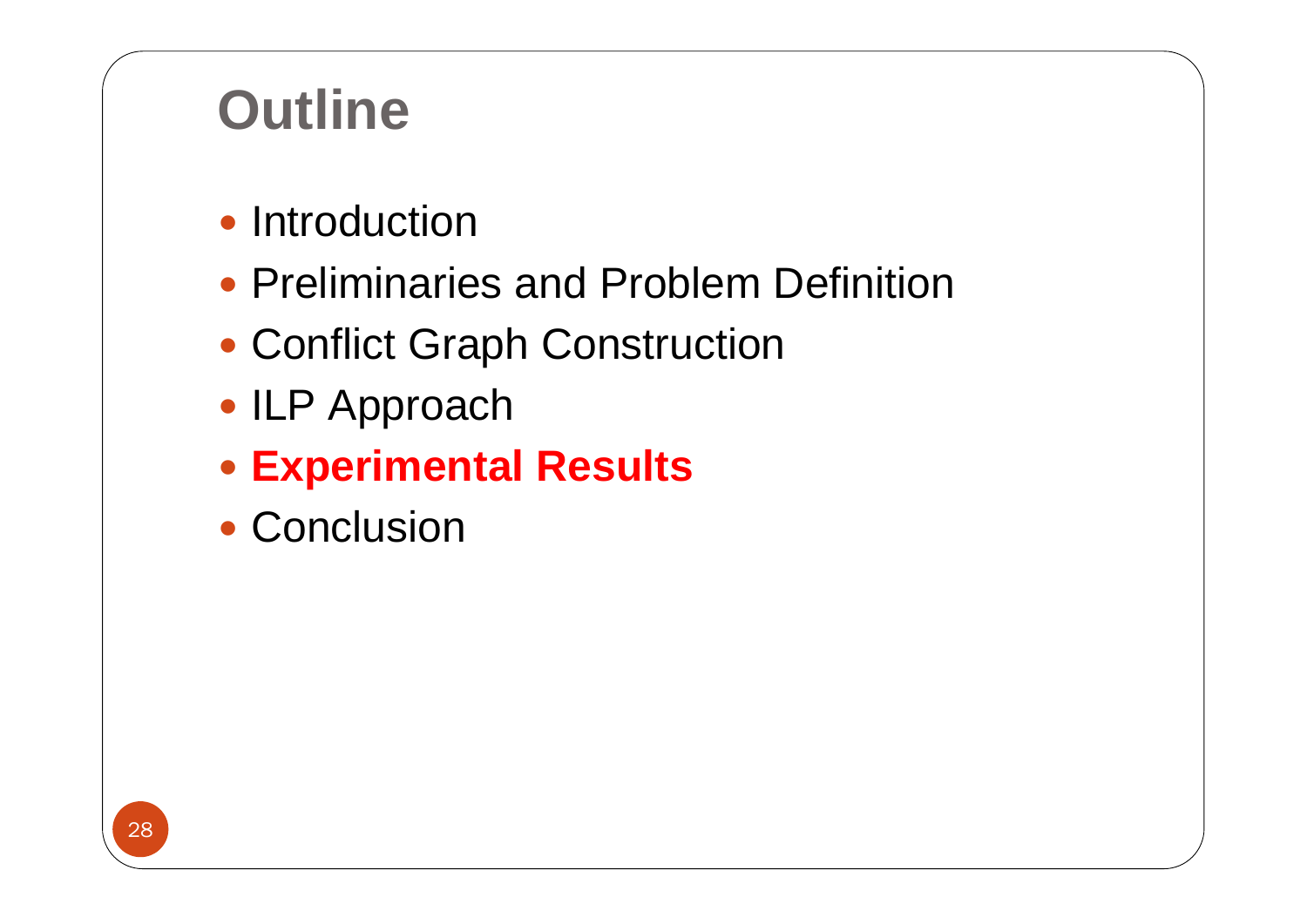# Outline

- Introduction
- Preliminaries and Problem Definition
- Conflict Graph Construction
- ILP Approach
- **Experimental Results**
- Conclusion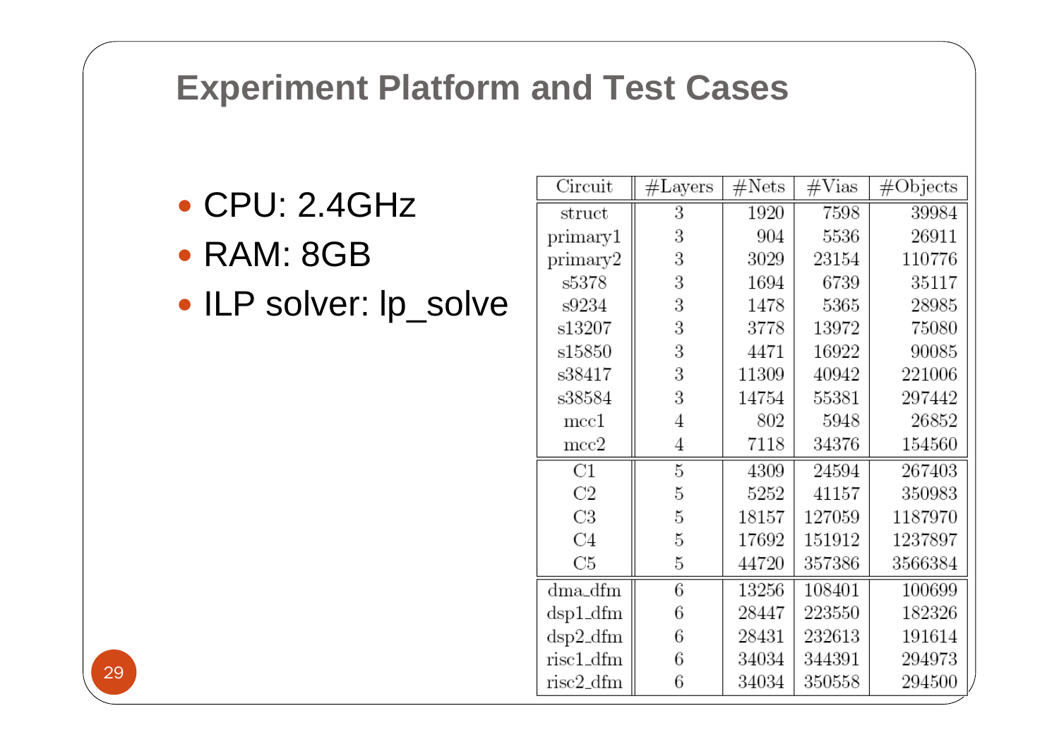# Experiment Platform and Test Cases

- CPU: 2.4GHz
- RAM: 8GB
- ILP solver: lp_solve

| Circuit | #Layers | #Nets | #Vias | #Objects |
|---|---|---|---|---|
| struct | 3 | 1920 | 7598 | 39984 |
| primary1 | 3 | 904 | 5536 | 26911 |
| primary2 | 3 | 3029 | 23154 | 110776 |
| s5378 | 3 | 1694 | 6739 | 35117 |
| s9234 | 3 | 1478 | 5365 | 28985 |
| s13207 | 3 | 3778 | 13972 | 75080 |
| s15850 | 3 | 4471 | 16922 | 90085 |
| s38417 | 3 | 11309 | 40942 | 221006 |
| s38584 | 3 | 14754 | 55381 | 297442 |
| mcc1 | 4 | 802 | 5948 | 26852 |
| mcc2 | 4 | 7118 | 34376 | 154560 |
| C1 | 5 | 4309 | 24594 | 267403 |
| C2 | 5 | 5252 | 41157 | 350983 |
| C3 | 5 | 18157 | 127059 | 1187970 |
| C4 | 5 | 17692 | 151912 | 1237897 |
| C5 | 5 | 44720 | 357386 | 3566384 |
| dma_dfm | 6 | 13256 | 108401 | 100699 |
| dsp1_dfm | 6 | 28447 | 223550 | 182326 |
| dsp2_dfm | 6 | 28431 | 232613 | 191614 |
| risc1_dfm | 6 | 34034 | 344391 | 294973 |
| risc2_dfm | 6 | 34034 | 350558 | 294500 |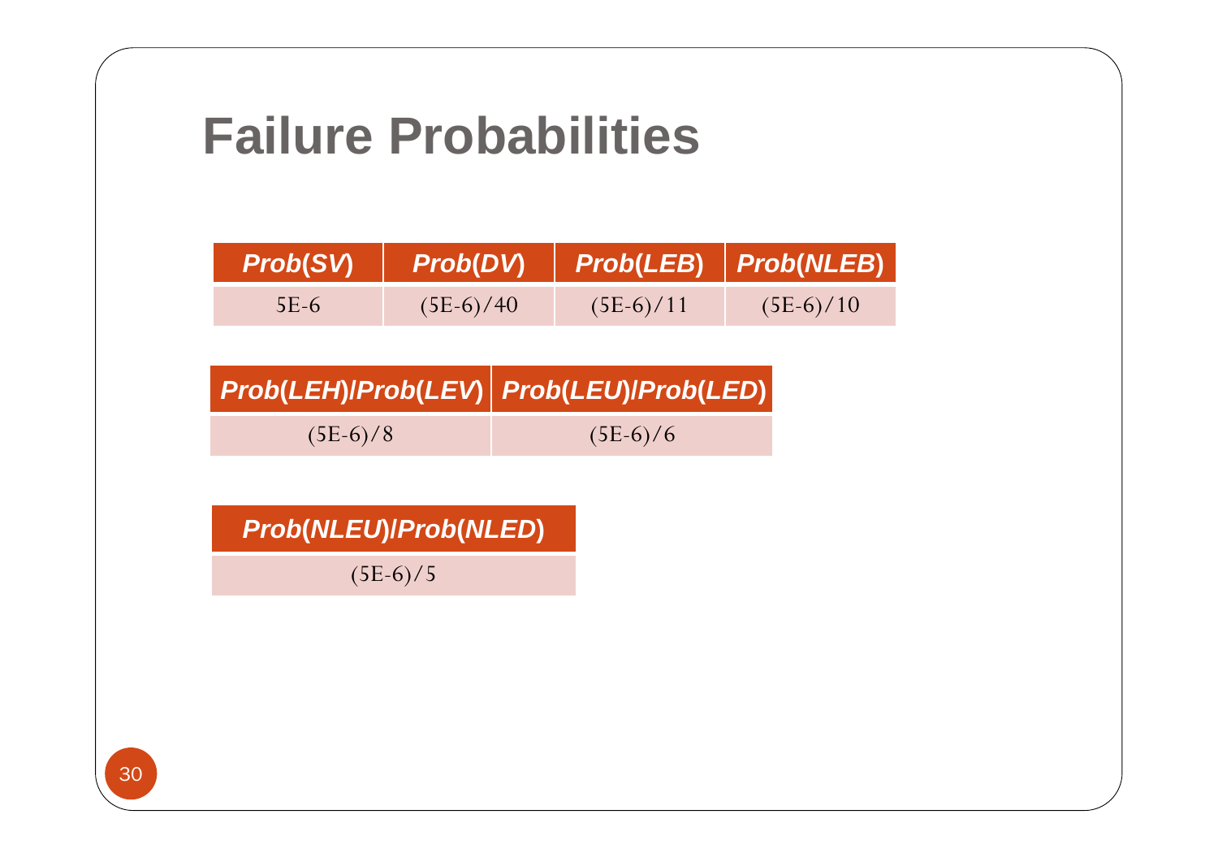# Failure Probabilities

| *Prob(SV)* | *Prob(DV)* | *Prob(LEB)* | *Prob(NLEB)* |
|---|---|---|---|
| 5E-6 | (5E-6)/40 | (5E-6)/11 | (5E-6)/10 |

| *Prob(LEH)/Prob(LEV)* | *Prob(LEU)/Prob(LED)* |
|---|---|
| (5E-6)/8 | (5E-6)/6 |

| *Prob(NLEU)/Prob(NLED)* |
|---|
| (5E-6)/5 |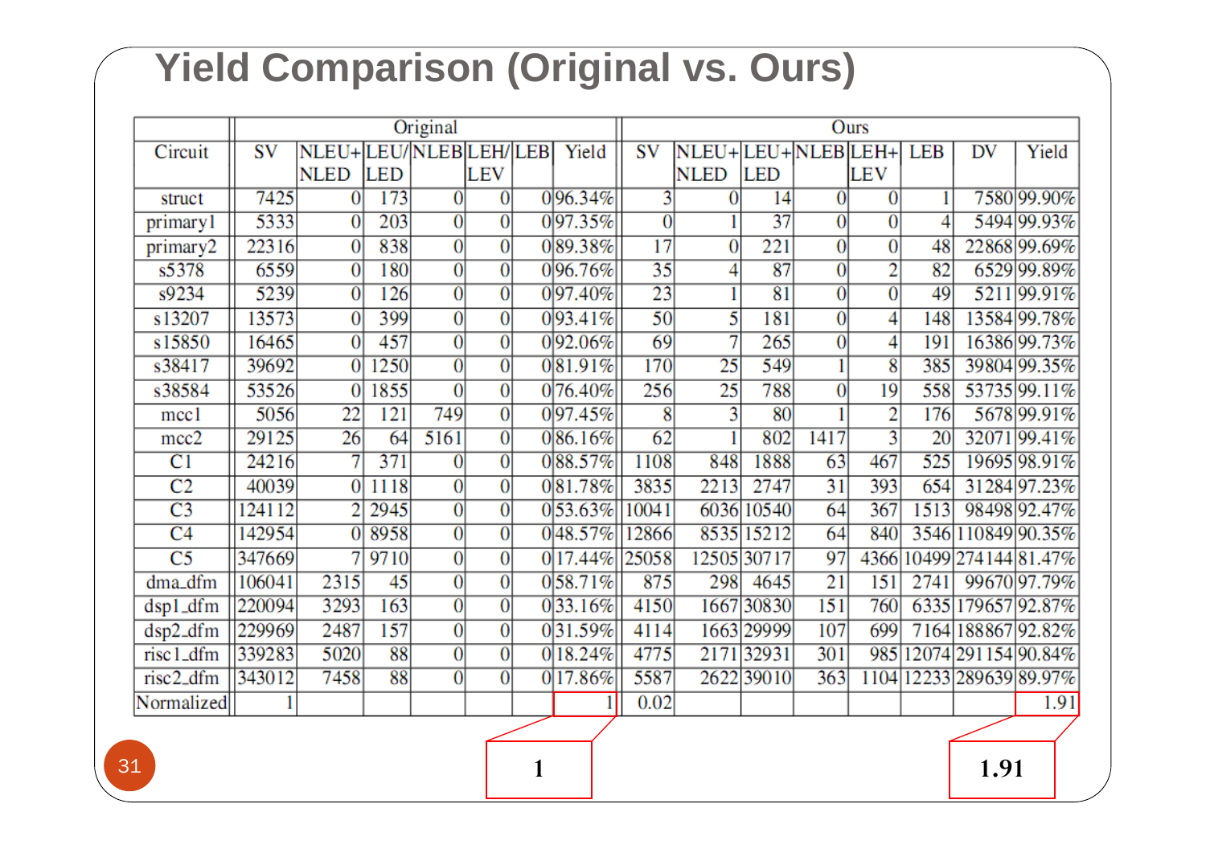# Yield Comparison (Original vs. Ours)

| Circuit | Original | | | | | | Ours | | | | | | | |
|---|---|---|---|---|---|---|---|---|---|---|---|---|---|---|
| | SV | NLEU+NLED | LEU/LED | NLEB | LEH/LEV | LEB | Yield | SV | NLEU+NLED | LEU+LED | NLEB | LEH+LEV | LEB | DV | Yield |
| struct | 7425 | 0 | 173 | 0 | 0 | 0 | 96.34% | 3 | 0 | 14 | 0 | 0 | 1 | 7580 | 99.90% |
| primary1 | 5333 | 0 | 203 | 0 | 0 | 0 | 97.35% | 0 | 1 | 37 | 0 | 0 | 4 | 5494 | 99.93% |
| primary2 | 22316 | 0 | 838 | 0 | 0 | 0 | 89.38% | 17 | 0 | 221 | 0 | 0 | 48 | 22868 | 99.69% |
| s5378 | 6559 | 0 | 180 | 0 | 0 | 0 | 96.76% | 35 | 4 | 87 | 0 | 2 | 82 | 6529 | 99.89% |
| s9234 | 5239 | 0 | 126 | 0 | 0 | 0 | 97.40% | 23 | 1 | 81 | 0 | 0 | 49 | 5211 | 99.91% |
| s13207 | 13573 | 0 | 399 | 0 | 0 | 0 | 93.41% | 50 | 5 | 181 | 0 | 4 | 148 | 13584 | 99.78% |
| s15850 | 16465 | 0 | 457 | 0 | 0 | 0 | 92.06% | 69 | 7 | 265 | 0 | 4 | 191 | 16386 | 99.73% |
| s38417 | 39692 | 0 | 1250 | 0 | 0 | 0 | 81.91% | 170 | 25 | 549 | 1 | 8 | 385 | 39804 | 99.35% |
| s38584 | 53526 | 0 | 1855 | 0 | 0 | 0 | 76.40% | 256 | 25 | 788 | 0 | 19 | 558 | 53735 | 99.11% |
| mcc1 | 5056 | 22 | 121 | 749 | 0 | 0 | 97.45% | 8 | 3 | 80 | 1 | 2 | 176 | 5678 | 99.91% |
| mcc2 | 29125 | 26 | 64 | 5161 | 0 | 0 | 86.16% | 62 | 1 | 802 | 1417 | 3 | 20 | 32071 | 99.41% |
| C1 | 24216 | 7 | 371 | 0 | 0 | 0 | 88.57% | 1108 | 848 | 1888 | 63 | 467 | 525 | 19695 | 98.91% |
| C2 | 40039 | 0 | 1118 | 0 | 0 | 0 | 81.78% | 3835 | 2213 | 2747 | 31 | 393 | 654 | 31284 | 97.23% |
| C3 | 124112 | 2 | 2945 | 0 | 0 | 0 | 53.63% | 10041 | 6036 | 10540 | 64 | 367 | 1513 | 98498 | 92.47% |
| C4 | 142954 | 0 | 8958 | 0 | 0 | 0 | 48.57% | 12866 | 8535 | 15212 | 64 | 840 | 3546 | 110849 | 90.35% |
| C5 | 347669 | 7 | 9710 | 0 | 0 | 0 | 17.44% | 25058 | 12505 | 30717 | 97 | 4366 | 10499 | 274144 | 81.47% |
| dma_dfm | 106041 | 2315 | 45 | 0 | 0 | 0 | 58.71% | 875 | 298 | 4645 | 21 | 151 | 2741 | 99670 | 97.79% |
| dsp1_dfm | 220094 | 3293 | 163 | 0 | 0 | 0 | 33.16% | 4150 | 1667 | 30830 | 151 | 760 | 6335 | 179657 | 92.87% |
| dsp2_dfm | 229969 | 2487 | 157 | 0 | 0 | 0 | 31.59% | 4114 | 1663 | 29999 | 107 | 699 | 7164 | 188867 | 92.82% |
| risc1_dfm | 339283 | 5020 | 88 | 0 | 0 | 0 | 18.24% | 4775 | 2171 | 32931 | 301 | 985 | 12074 | 291154 | 90.84% |
| risc2_dfm | 343012 | 7458 | 88 | 0 | 0 | 0 | 17.86% | 5587 | 2622 | 39010 | 363 | 1104 | 12233 | 289639 | 89.97% |
| Normalized | 1 | | | | | | 1 | 0.02 | | | | | | | 1.91 |

**1** **1.91**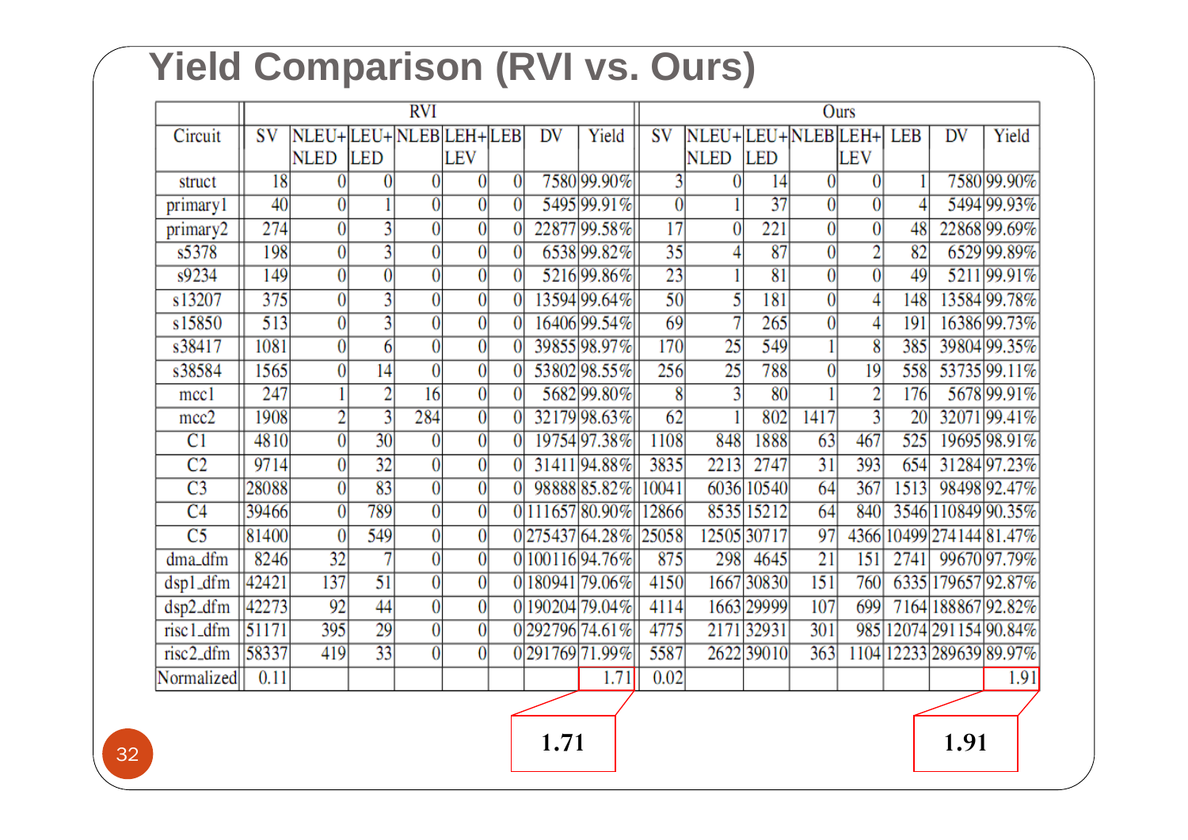# Yield Comparison (RVI vs. Ours)

| | RVI | | | | | | | | Ours | | | | | | | |
|---|---|---|---|---|---|---|---|---|---|---|---|---|---|---|---|---|
| Circuit | SV | NLEU+ NLED | LEU+ LED | NLEB | LEH+ LEV | LEB | DV | Yield | SV | NLEU+ NLED | LEU+ LED | NLEB | LEH+ LEV | LEB | DV | Yield |
| struct | 18 | 0 | 0 | 0 | 0 | 0 | 7580 | 99.90% | 3 | 0 | 14 | 0 | 0 | 1 | 7580 | 99.90% |
| primary1 | 40 | 0 | 1 | 0 | 0 | 0 | 5495 | 99.91% | 0 | 1 | 37 | 0 | 0 | 4 | 5494 | 99.93% |
| primary2 | 274 | 0 | 3 | 0 | 0 | 0 | 22877 | 99.58% | 17 | 0 | 221 | 0 | 0 | 48 | 22868 | 99.69% |
| s5378 | 198 | 0 | 3 | 0 | 0 | 0 | 6538 | 99.82% | 35 | 4 | 87 | 0 | 2 | 82 | 6529 | 99.89% |
| s9234 | 149 | 0 | 0 | 0 | 0 | 0 | 5216 | 99.86% | 23 | 1 | 81 | 0 | 0 | 49 | 5211 | 99.91% |
| s13207 | 375 | 0 | 3 | 0 | 0 | 0 | 13594 | 99.64% | 50 | 5 | 181 | 0 | 4 | 148 | 13584 | 99.78% |
| s15850 | 513 | 0 | 3 | 0 | 0 | 0 | 16406 | 99.54% | 69 | 7 | 265 | 0 | 4 | 191 | 16386 | 99.73% |
| s38417 | 1081 | 0 | 6 | 0 | 0 | 0 | 39855 | 98.97% | 170 | 25 | 549 | 1 | 8 | 385 | 39804 | 99.35% |
| s38584 | 1565 | 0 | 14 | 0 | 0 | 0 | 53802 | 98.55% | 256 | 25 | 788 | 0 | 19 | 558 | 53735 | 99.11% |
| mcc1 | 247 | 1 | 2 | 16 | 0 | 0 | 5682 | 99.80% | 8 | 3 | 80 | 1 | 2 | 176 | 5678 | 99.91% |
| mcc2 | 1908 | 2 | 3 | 284 | 0 | 0 | 32179 | 98.63% | 62 | 1 | 802 | 1417 | 3 | 20 | 32071 | 99.41% |
| C1 | 4810 | 0 | 30 | 0 | 0 | 0 | 19754 | 97.38% | 1108 | 848 | 1888 | 63 | 467 | 525 | 19695 | 98.91% |
| C2 | 9714 | 0 | 32 | 0 | 0 | 0 | 31411 | 94.88% | 3835 | 2213 | 2747 | 31 | 393 | 654 | 31284 | 97.23% |
| C3 | 28088 | 0 | 83 | 0 | 0 | 0 | 98888 | 85.82% | 10041 | 6036 | 10540 | 64 | 367 | 1513 | 98498 | 92.47% |
| C4 | 39466 | 0 | 789 | 0 | 0 | 0 | 111657 | 80.90% | 12866 | 8535 | 15212 | 64 | 840 | 3546 | 110849 | 90.35% |
| C5 | 81400 | 0 | 549 | 0 | 0 | 0 | 275437 | 64.28% | 25058 | 12505 | 30717 | 97 | 4366 | 10499 | 274144 | 81.47% |
| dma_dfm | 8246 | 32 | 7 | 0 | 0 | 0 | 100116 | 94.76% | 875 | 298 | 4645 | 21 | 151 | 2741 | 99670 | 97.79% |
| dsp1_dfm | 42421 | 137 | 51 | 0 | 0 | 0 | 180941 | 79.06% | 4150 | 1667 | 30830 | 151 | 760 | 6335 | 179657 | 92.87% |
| dsp2_dfm | 42273 | 92 | 44 | 0 | 0 | 0 | 190204 | 79.04% | 4114 | 1663 | 29999 | 107 | 699 | 7164 | 188867 | 92.82% |
| risc1_dfm | 51171 | 395 | 29 | 0 | 0 | 0 | 292796 | 74.61% | 4775 | 2171 | 32931 | 301 | 985 | 12074 | 291154 | 90.84% |
| risc2_dfm | 58337 | 419 | 33 | 0 | 0 | 0 | 291769 | 71.99% | 5587 | 2622 | 39010 | 363 | 1104 | 12233 | 289639 | 89.97% |
| Normalized | 0.11 | | | | | | | 1.71 | 0.02 | | | | | | | 1.91 |

**1.71** **1.91**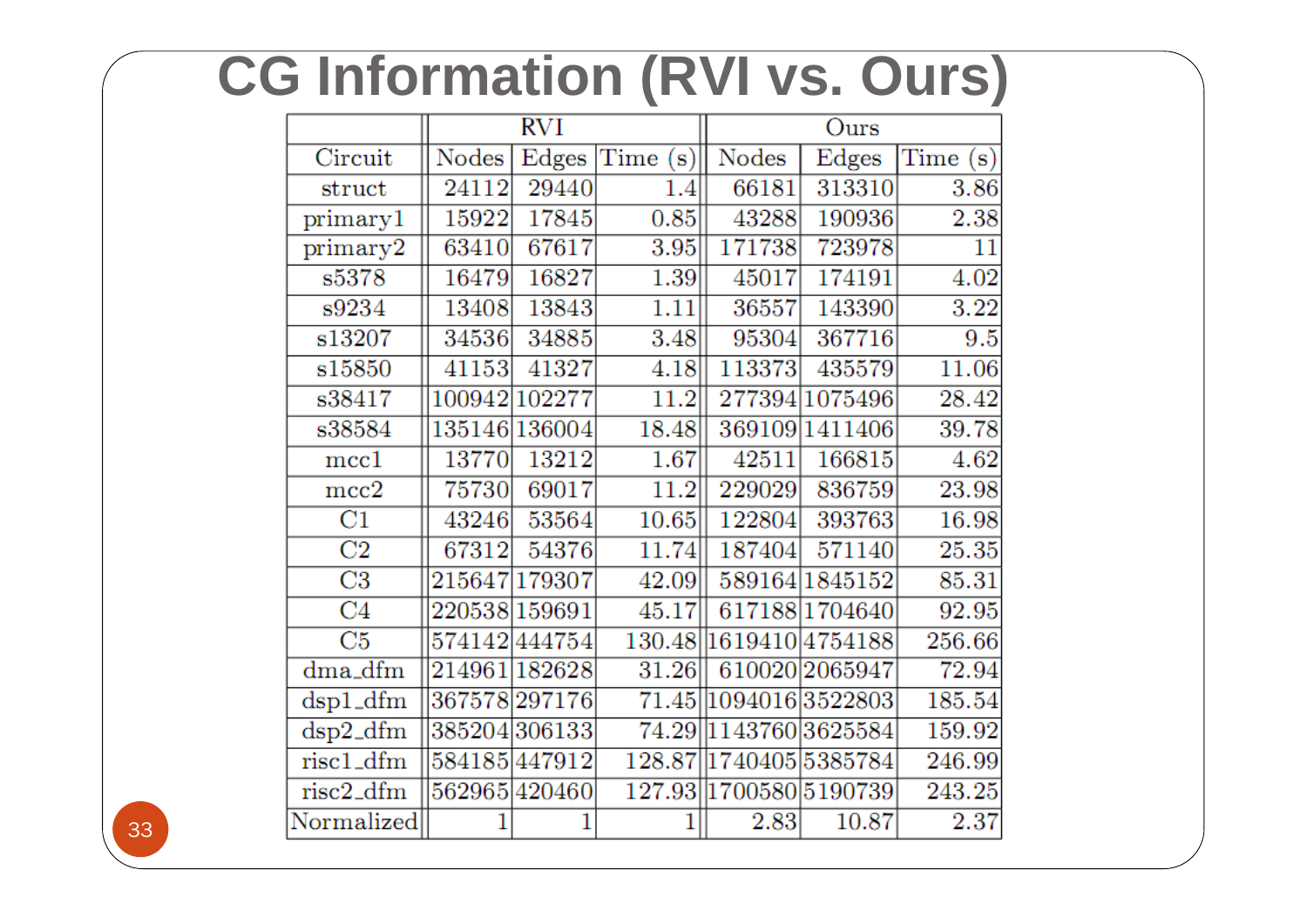# CG Information (RVI vs. Ours)

| | RVI | | | Ours | | |
|---|---|---|---|---|---|---|
| Circuit | Nodes | Edges | Time (s) | Nodes | Edges | Time (s) |
| struct | 24112 | 29440 | 1.4 | 66181 | 313310 | 3.86 |
| primary1 | 15922 | 17845 | 0.85 | 43288 | 190936 | 2.38 |
| primary2 | 63410 | 67617 | 3.95 | 171738 | 723978 | 11 |
| s5378 | 16479 | 16827 | 1.39 | 45017 | 174191 | 4.02 |
| s9234 | 13408 | 13843 | 1.11 | 36557 | 143390 | 3.22 |
| s13207 | 34536 | 34885 | 3.48 | 95304 | 367716 | 9.5 |
| s15850 | 41153 | 41327 | 4.18 | 113373 | 435579 | 11.06 |
| s38417 | 100942 | 102277 | 11.2 | 277394 | 1075496 | 28.42 |
| s38584 | 135146 | 136004 | 18.48 | 369109 | 1411406 | 39.78 |
| mcc1 | 13770 | 13212 | 1.67 | 42511 | 166815 | 4.62 |
| mcc2 | 75730 | 69017 | 11.2 | 229029 | 836759 | 23.98 |
| C1 | 43246 | 53564 | 10.65 | 122804 | 393763 | 16.98 |
| C2 | 67312 | 54376 | 11.74 | 187404 | 571140 | 25.35 |
| C3 | 215647 | 179307 | 42.09 | 589164 | 1845152 | 85.31 |
| C4 | 220538 | 159691 | 45.17 | 617188 | 1704640 | 92.95 |
| C5 | 574142 | 444754 | 130.48 | 1619410 | 4754188 | 256.66 |
| dma_dfm | 214961 | 182628 | 31.26 | 610020 | 2065947 | 72.94 |
| dsp1_dfm | 367578 | 297176 | 71.45 | 1094016 | 3522803 | 185.54 |
| dsp2_dfm | 385204 | 306133 | 74.29 | 1143760 | 3625584 | 159.92 |
| risc1_dfm | 584185 | 447912 | 128.87 | 1740405 | 5385784 | 246.99 |
| risc2_dfm | 562965 | 420460 | 127.93 | 1700580 | 5190739 | 243.25 |
| Normalized | 1 | 1 | 1 | 2.83 | 10.87 | 2.37 |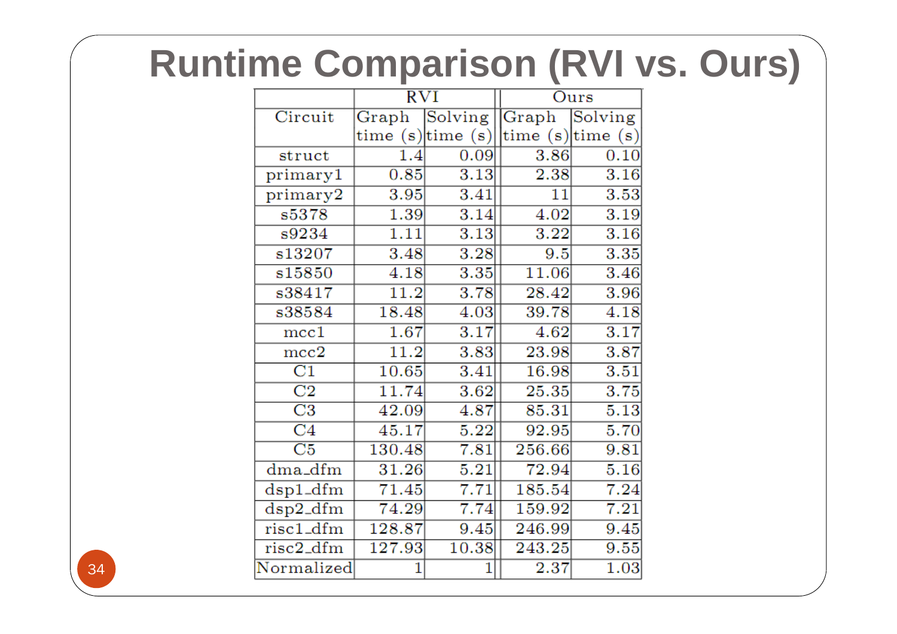# Runtime Comparison (RVI vs. Ours)

| Circuit | RVI | | Ours | |
|---|---|---|---|---|
| | Graph time (s) | Solving time (s) | Graph time (s) | Solving time (s) |
| struct | 1.4 | 0.09 | 3.86 | 0.10 |
| primary1 | 0.85 | 3.13 | 2.38 | 3.16 |
| primary2 | 3.95 | 3.41 | 11 | 3.53 |
| s5378 | 1.39 | 3.14 | 4.02 | 3.19 |
| s9234 | 1.11 | 3.13 | 3.22 | 3.16 |
| s13207 | 3.48 | 3.28 | 9.5 | 3.35 |
| s15850 | 4.18 | 3.35 | 11.06 | 3.46 |
| s38417 | 11.2 | 3.78 | 28.42 | 3.96 |
| s38584 | 18.48 | 4.03 | 39.78 | 4.18 |
| mcc1 | 1.67 | 3.17 | 4.62 | 3.17 |
| mcc2 | 11.2 | 3.83 | 23.98 | 3.87 |
| C1 | 10.65 | 3.41 | 16.98 | 3.51 |
| C2 | 11.74 | 3.62 | 25.35 | 3.75 |
| C3 | 42.09 | 4.87 | 85.31 | 5.13 |
| C4 | 45.17 | 5.22 | 92.95 | 5.70 |
| C5 | 130.48 | 7.81 | 256.66 | 9.81 |
| dma_dfm | 31.26 | 5.21 | 72.94 | 5.16 |
| dsp1_dfm | 71.45 | 7.71 | 185.54 | 7.24 |
| dsp2_dfm | 74.29 | 7.74 | 159.92 | 7.21 |
| risc1_dfm | 128.87 | 9.45 | 246.99 | 9.45 |
| risc2_dfm | 127.93 | 10.38 | 243.25 | 9.55 |
| Normalized | 1 | 1 | 2.37 | 1.03 |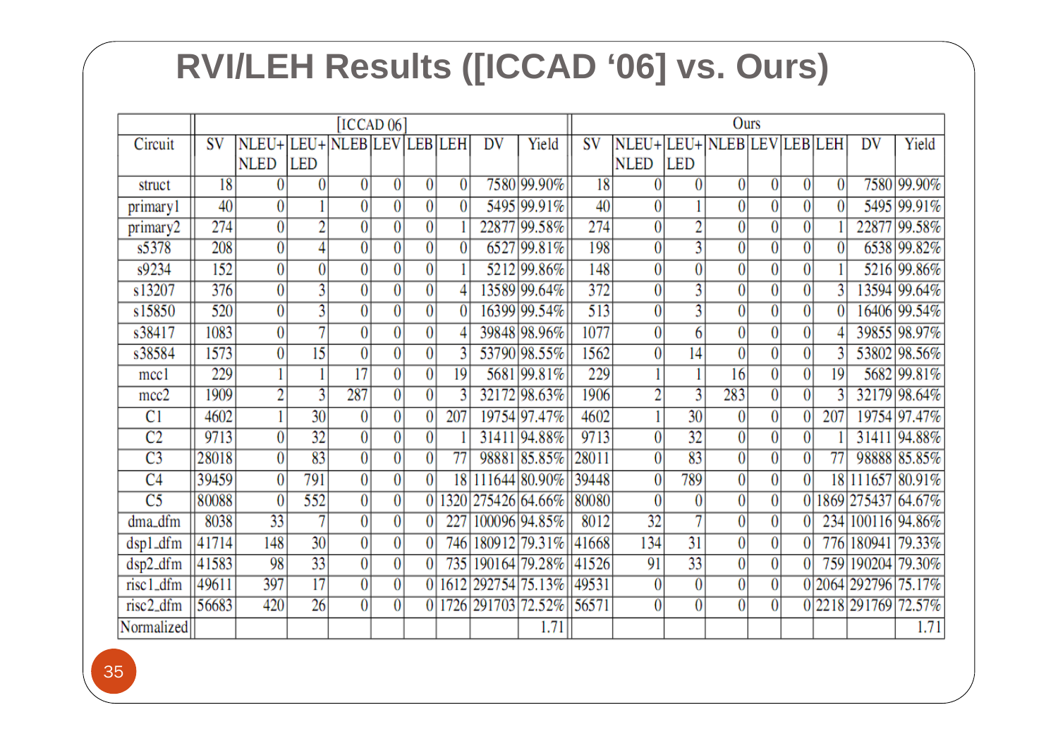# RVI/LEH Results ([ICCAD '06] vs. Ours)

| Circuit | [ICCAD 06] | | | | | | | | | Ours | | | | | | | | |
|---|---|---|---|---|---|---|---|---|---|---|---|---|---|---|---|---|---|---|
| | SV | NLEU+ NLED | LEU+ LED | NLEB | LEV | LEB | LEH | DV | Yield | SV | NLEU+ NLED | LEU+ LED | NLEB | LEV | LEB | LEH | DV | Yield |
| struct | 18 | 0 | 0 | 0 | 0 | 0 | 0 | 7580 | 99.90% | 18 | 0 | 0 | 0 | 0 | 0 | 0 | 7580 | 99.90% |
| primary1 | 40 | 0 | 1 | 0 | 0 | 0 | 0 | 5495 | 99.91% | 40 | 0 | 1 | 0 | 0 | 0 | 0 | 5495 | 99.91% |
| primary2 | 274 | 0 | 2 | 0 | 0 | 0 | 1 | 22877 | 99.58% | 274 | 0 | 2 | 0 | 0 | 0 | 1 | 22877 | 99.58% |
| s5378 | 208 | 0 | 4 | 0 | 0 | 0 | 0 | 6527 | 99.81% | 198 | 0 | 3 | 0 | 0 | 0 | 0 | 6538 | 99.82% |
| s9234 | 152 | 0 | 0 | 0 | 0 | 0 | 1 | 5212 | 99.86% | 148 | 0 | 0 | 0 | 0 | 0 | 1 | 5216 | 99.86% |
| s13207 | 376 | 0 | 3 | 0 | 0 | 0 | 4 | 13589 | 99.64% | 372 | 0 | 3 | 0 | 0 | 0 | 3 | 13594 | 99.64% |
| s15850 | 520 | 0 | 3 | 0 | 0 | 0 | 0 | 16399 | 99.54% | 513 | 0 | 3 | 0 | 0 | 0 | 0 | 16406 | 99.54% |
| s38417 | 1083 | 0 | 7 | 0 | 0 | 0 | 4 | 39848 | 98.96% | 1077 | 0 | 6 | 0 | 0 | 0 | 4 | 39855 | 98.97% |
| s38584 | 1573 | 0 | 15 | 0 | 0 | 0 | 3 | 53790 | 98.55% | 1562 | 0 | 14 | 0 | 0 | 0 | 3 | 53802 | 98.56% |
| mcc1 | 229 | 1 | 1 | 17 | 0 | 0 | 19 | 5681 | 99.81% | 229 | 1 | 1 | 16 | 0 | 0 | 19 | 5682 | 99.81% |
| mcc2 | 1909 | 2 | 3 | 287 | 0 | 0 | 3 | 32172 | 98.63% | 1906 | 2 | 3 | 283 | 0 | 0 | 3 | 32179 | 98.64% |
| C1 | 4602 | 1 | 30 | 0 | 0 | 0 | 207 | 19754 | 97.47% | 4602 | 1 | 30 | 0 | 0 | 0 | 207 | 19754 | 97.47% |
| C2 | 9713 | 0 | 32 | 0 | 0 | 0 | 1 | 31411 | 94.88% | 9713 | 0 | 32 | 0 | 0 | 0 | 1 | 31411 | 94.88% |
| C3 | 28018 | 0 | 83 | 0 | 0 | 0 | 77 | 98881 | 85.85% | 28011 | 0 | 83 | 0 | 0 | 0 | 77 | 98888 | 85.85% |
| C4 | 39459 | 0 | 791 | 0 | 0 | 0 | 18 | 111644 | 80.90% | 39448 | 0 | 789 | 0 | 0 | 0 | 18 | 111657 | 80.91% |
| C5 | 80088 | 0 | 552 | 0 | 0 | 0 | 1320 | 275426 | 64.66% | 80080 | 0 | 0 | 0 | 0 | 0 | 1869 | 275437 | 64.67% |
| dma_dfm | 8038 | 33 | 7 | 0 | 0 | 0 | 227 | 100096 | 94.85% | 8012 | 32 | 7 | 0 | 0 | 0 | 234 | 100116 | 94.86% |
| dsp1_dfm | 41714 | 148 | 30 | 0 | 0 | 0 | 746 | 180912 | 79.31% | 41668 | 134 | 31 | 0 | 0 | 0 | 776 | 180941 | 79.33% |
| dsp2_dfm | 41583 | 98 | 33 | 0 | 0 | 0 | 735 | 190164 | 79.28% | 41526 | 91 | 33 | 0 | 0 | 0 | 759 | 190204 | 79.30% |
| risc1_dfm | 49611 | 397 | 17 | 0 | 0 | 0 | 1612 | 292754 | 75.13% | 49531 | 0 | 0 | 0 | 0 | 0 | 2064 | 292796 | 75.17% |
| risc2_dfm | 56683 | 420 | 26 | 0 | 0 | 0 | 1726 | 291703 | 72.52% | 56571 | 0 | 0 | 0 | 0 | 0 | 2218 | 291769 | 72.57% |
| Normalized | | | | | | | | | 1.71 | | | | | | | | | 1.71 |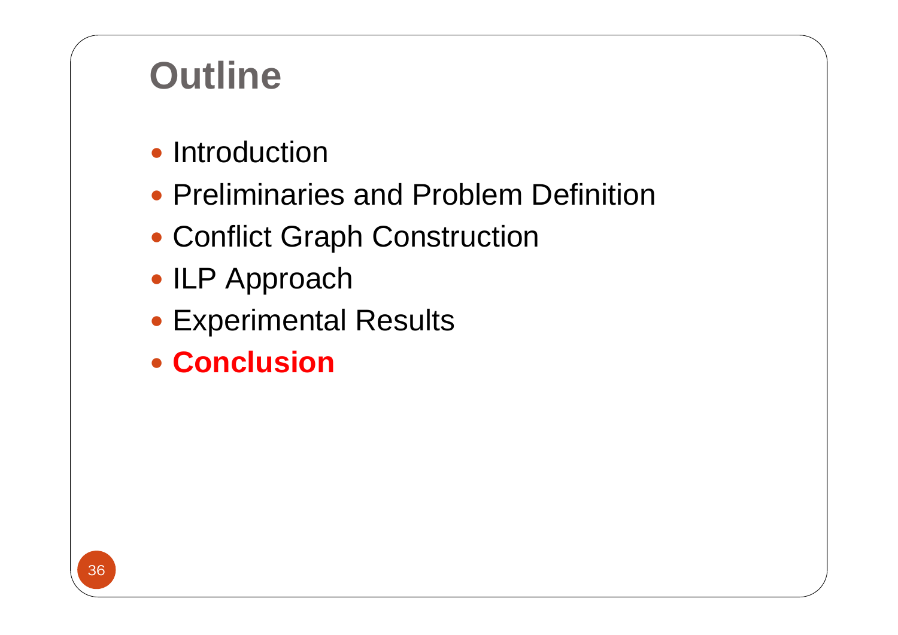# Outline

- Introduction
- Preliminaries and Problem Definition
- Conflict Graph Construction
- ILP Approach
- Experimental Results
- **Conclusion**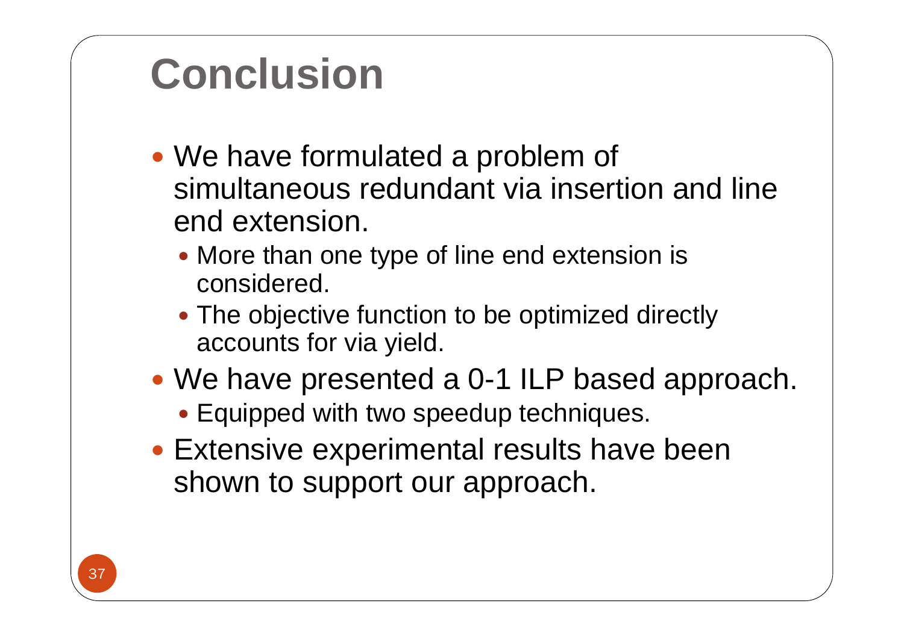# Conclusion

- We have formulated a problem of simultaneous redundant via insertion and line end extension.
  - More than one type of line end extension is considered.
  - The objective function to be optimized directly accounts for via yield.
- We have presented a 0-1 ILP based approach.
  - Equipped with two speedup techniques.
- Extensive experimental results have been shown to support our approach.